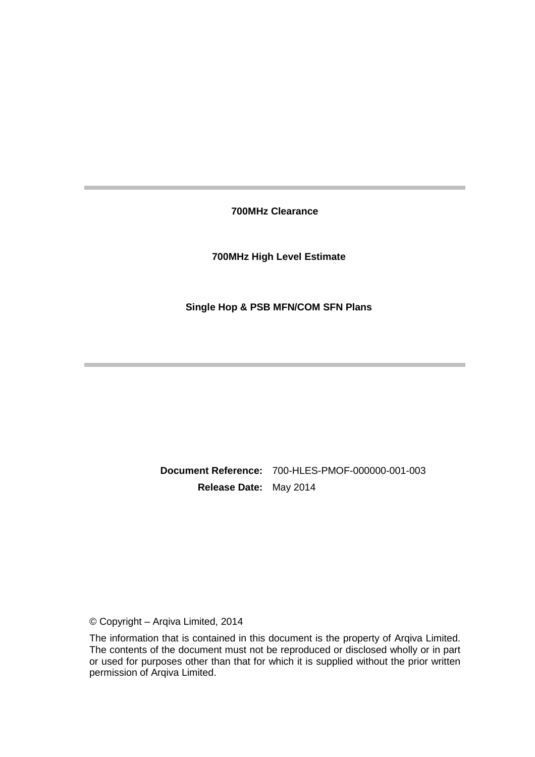# 700MHz Clearance

## 700MHz High Level Estimate

## Single Hop & PSB MFN/COM SFN Plans

**Document Reference:** 700-HLES-PMOF-000000-001-003

**Release Date:** May 2014

© Copyright – Arqiva Limited, 2014

The information that is contained in this document is the property of Arqiva Limited. The contents of the document must not be reproduced or disclosed wholly or in part or used for purposes other than that for which it is supplied without the prior written permission of Arqiva Limited.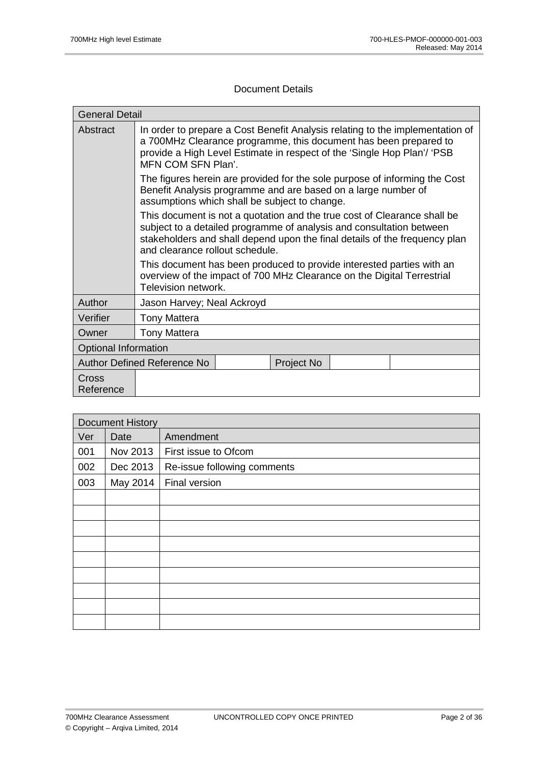## Document Details

| General Detail | | | | | |
|---|---|---|---|---|---|
| Abstract | In order to prepare a Cost Benefit Analysis relating to the implementation of a 700MHz Clearance programme, this document has been prepared to provide a High Level Estimate in respect of the 'Single Hop Plan'/ 'PSB MFN COM SFN Plan'.<br><br>The figures herein are provided for the sole purpose of informing the Cost Benefit Analysis programme and are based on a large number of assumptions which shall be subject to change.<br><br>This document is not a quotation and the true cost of Clearance shall be subject to a detailed programme of analysis and consultation between stakeholders and shall depend upon the final details of the frequency plan and clearance rollout schedule.<br><br>This document has been produced to provide interested parties with an overview of the impact of 700 MHz Clearance on the Digital Terrestrial Television network. | | | | |
| Author | Jason Harvey; Neal Ackroyd | | | | |
| Verifier | Tony Mattera | | | | |
| Owner | Tony Mattera | | | | |
| Optional Information | | | | | |
| Author Defined Reference No | | | Project No | | |
| Cross Reference | | | | | |

| Document History | | |
|---|---|---|
| Ver | Date | Amendment |
| 001 | Nov 2013 | First issue to Ofcom |
| 002 | Dec 2013 | Re-issue following comments |
| 003 | May 2014 | Final version |
| | | |
| | | |
| | | |
| | | |
| | | |
| | | |
| | | |
| | | |
| | | |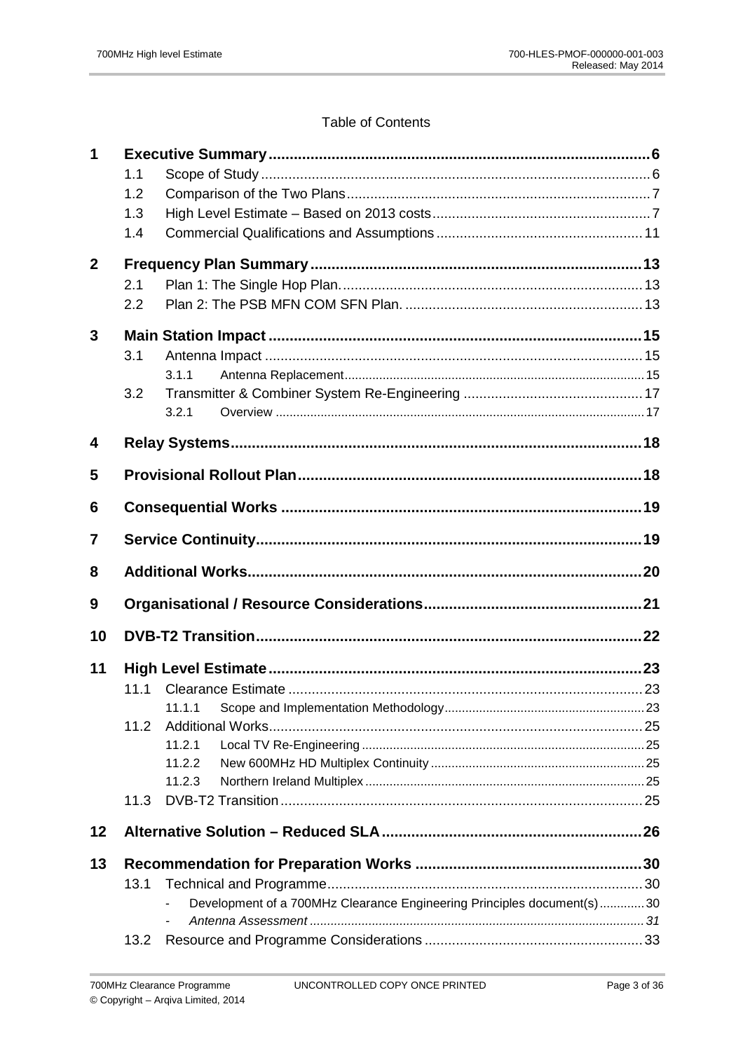Table of Contents

**1 Executive Summary .......... 6**

- 1.1 Scope of Study .......... 6
- 1.2 Comparison of the Two Plans .......... 7
- 1.3 High Level Estimate – Based on 2013 costs .......... 7
- 1.4 Commercial Qualifications and Assumptions .......... 11

**2 Frequency Plan Summary .......... 13**

- 2.1 Plan 1: The Single Hop Plan. .......... 13
- 2.2 Plan 2: The PSB MFN COM SFN Plan. .......... 13

**3 Main Station Impact .......... 15**

- 3.1 Antenna Impact .......... 15
  - 3.1.1 Antenna Replacement .......... 15
- 3.2 Transmitter & Combiner System Re-Engineering .......... 17
  - 3.2.1 Overview .......... 17

**4 Relay Systems .......... 18**

**5 Provisional Rollout Plan .......... 18**

**6 Consequential Works .......... 19**

**7 Service Continuity .......... 19**

**8 Additional Works .......... 20**

**9 Organisational / Resource Considerations .......... 21**

**10 DVB-T2 Transition .......... 22**

**11 High Level Estimate .......... 23**

- 11.1 Clearance Estimate .......... 23
  - 11.1.1 Scope and Implementation Methodology .......... 23
- 11.2 Additional Works .......... 25
  - 11.2.1 Local TV Re-Engineering .......... 25
  - 11.2.2 New 600MHz HD Multiplex Continuity .......... 25
  - 11.2.3 Northern Ireland Multiplex .......... 25
- 11.3 DVB-T2 Transition .......... 25

**12 Alternative Solution – Reduced SLA .......... 26**

**13 Recommendation for Preparation Works .......... 30**

- 13.1 Technical and Programme .......... 30
  - Development of a 700MHz Clearance Engineering Principles document(s) .......... 30
  - *Antenna Assessment .......... 31*
- 13.2 Resource and Programme Considerations .......... 33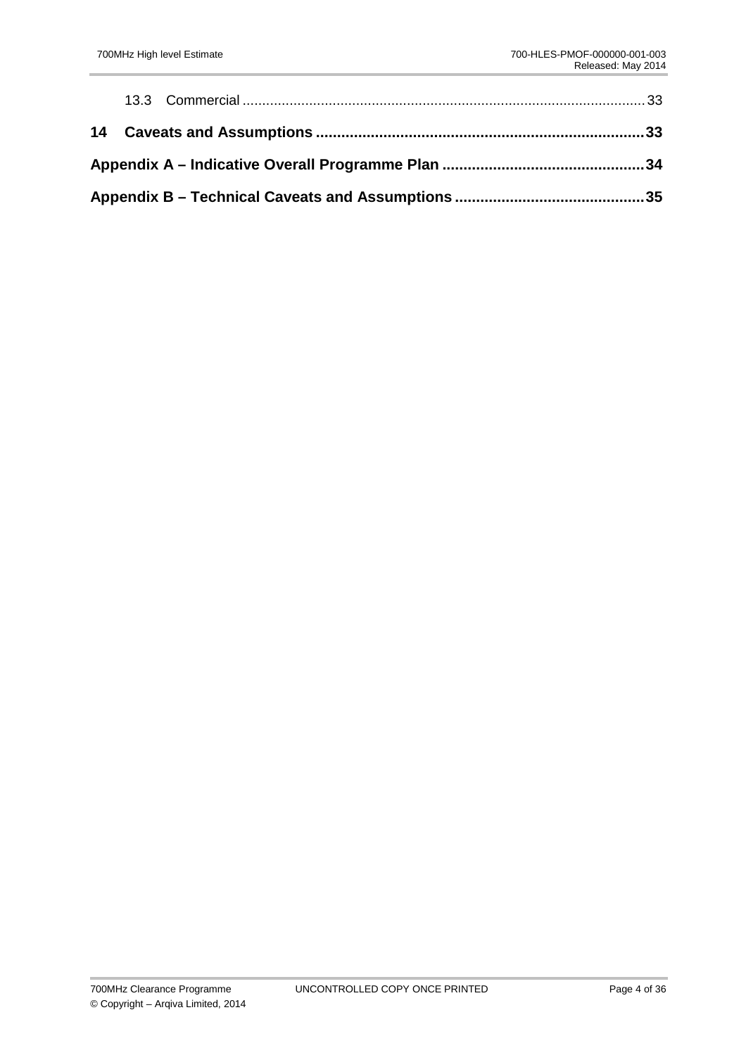13.3 Commercial .................................................................................................... 33

**14 Caveats and Assumptions ........................................................................... 33**

**Appendix A – Indicative Overall Programme Plan ............................................... 34**

**Appendix B – Technical Caveats and Assumptions ............................................ 35**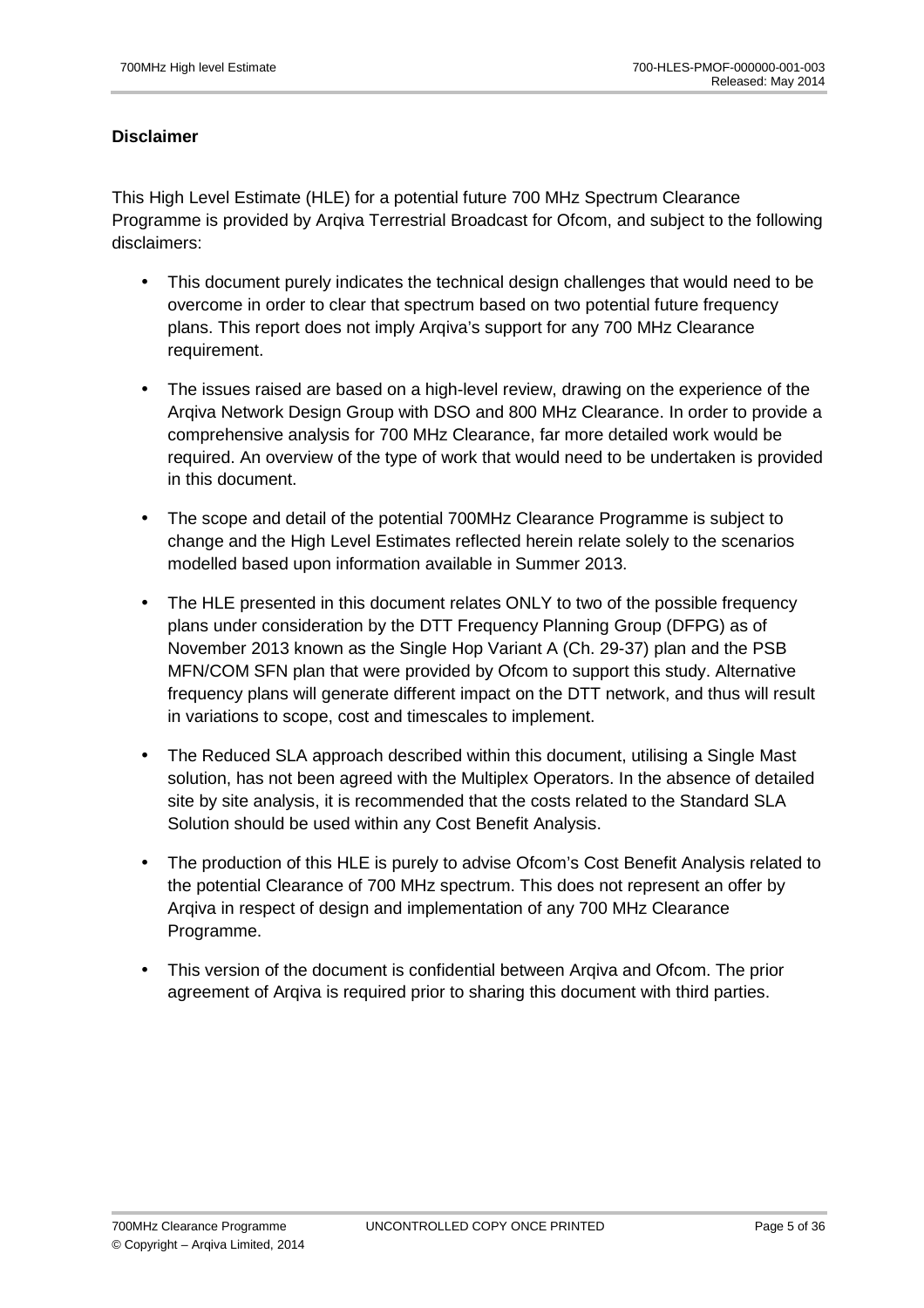**Disclaimer**

This High Level Estimate (HLE) for a potential future 700 MHz Spectrum Clearance Programme is provided by Arqiva Terrestrial Broadcast for Ofcom, and subject to the following disclaimers:

- This document purely indicates the technical design challenges that would need to be overcome in order to clear that spectrum based on two potential future frequency plans. This report does not imply Arqiva's support for any 700 MHz Clearance requirement.
- The issues raised are based on a high-level review, drawing on the experience of the Arqiva Network Design Group with DSO and 800 MHz Clearance. In order to provide a comprehensive analysis for 700 MHz Clearance, far more detailed work would be required. An overview of the type of work that would need to be undertaken is provided in this document.
- The scope and detail of the potential 700MHz Clearance Programme is subject to change and the High Level Estimates reflected herein relate solely to the scenarios modelled based upon information available in Summer 2013.
- The HLE presented in this document relates ONLY to two of the possible frequency plans under consideration by the DTT Frequency Planning Group (DFPG) as of November 2013 known as the Single Hop Variant A (Ch. 29-37) plan and the PSB MFN/COM SFN plan that were provided by Ofcom to support this study. Alternative frequency plans will generate different impact on the DTT network, and thus will result in variations to scope, cost and timescales to implement.
- The Reduced SLA approach described within this document, utilising a Single Mast solution, has not been agreed with the Multiplex Operators. In the absence of detailed site by site analysis, it is recommended that the costs related to the Standard SLA Solution should be used within any Cost Benefit Analysis.
- The production of this HLE is purely to advise Ofcom's Cost Benefit Analysis related to the potential Clearance of 700 MHz spectrum. This does not represent an offer by Arqiva in respect of design and implementation of any 700 MHz Clearance Programme.
- This version of the document is confidential between Arqiva and Ofcom. The prior agreement of Arqiva is required prior to sharing this document with third parties.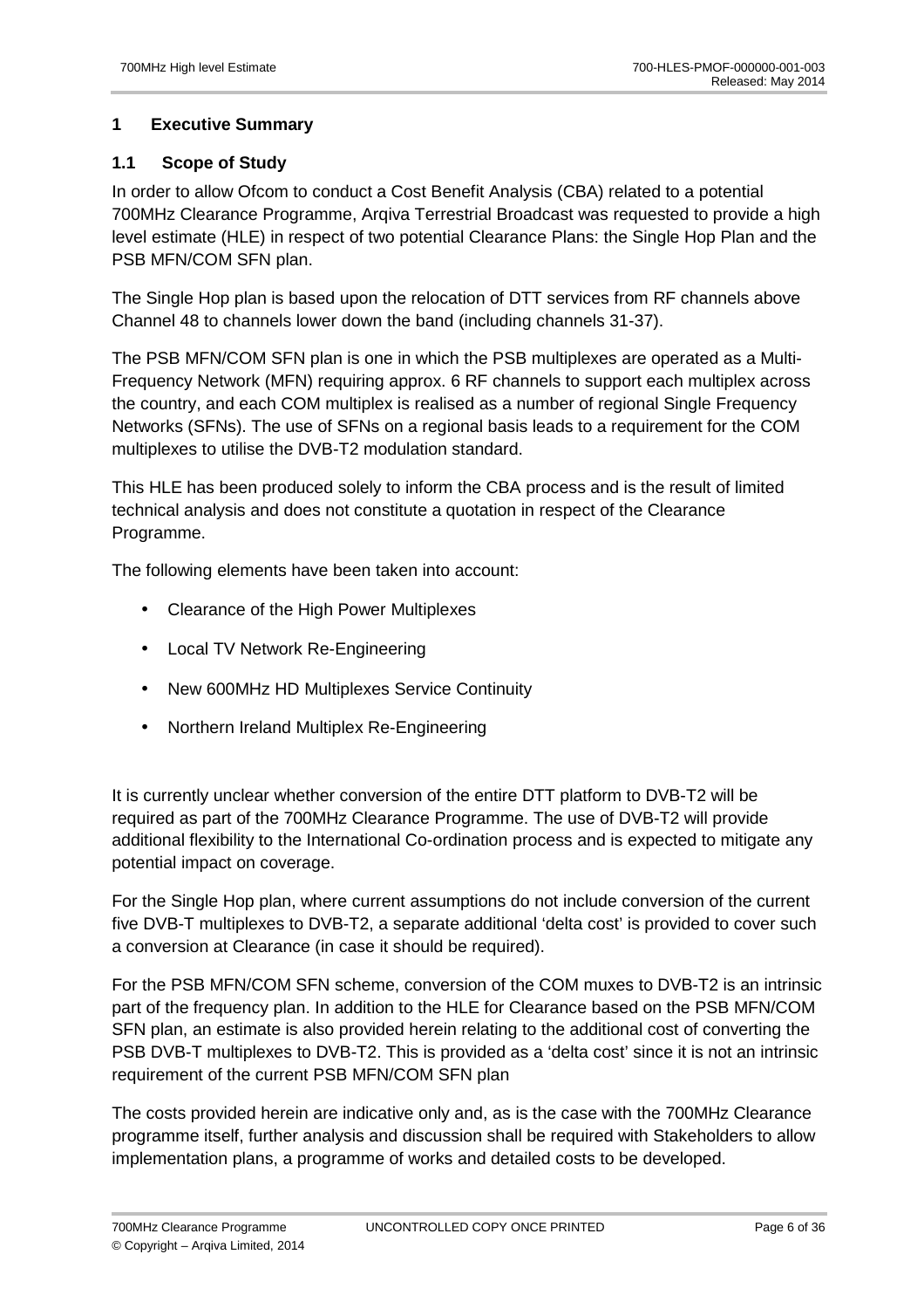# 1 Executive Summary

## 1.1 Scope of Study

In order to allow Ofcom to conduct a Cost Benefit Analysis (CBA) related to a potential 700MHz Clearance Programme, Arqiva Terrestrial Broadcast was requested to provide a high level estimate (HLE) in respect of two potential Clearance Plans: the Single Hop Plan and the PSB MFN/COM SFN plan.

The Single Hop plan is based upon the relocation of DTT services from RF channels above Channel 48 to channels lower down the band (including channels 31-37).

The PSB MFN/COM SFN plan is one in which the PSB multiplexes are operated as a Multi-Frequency Network (MFN) requiring approx. 6 RF channels to support each multiplex across the country, and each COM multiplex is realised as a number of regional Single Frequency Networks (SFNs). The use of SFNs on a regional basis leads to a requirement for the COM multiplexes to utilise the DVB-T2 modulation standard.

This HLE has been produced solely to inform the CBA process and is the result of limited technical analysis and does not constitute a quotation in respect of the Clearance Programme.

The following elements have been taken into account:

- Clearance of the High Power Multiplexes
- Local TV Network Re-Engineering
- New 600MHz HD Multiplexes Service Continuity
- Northern Ireland Multiplex Re-Engineering

It is currently unclear whether conversion of the entire DTT platform to DVB-T2 will be required as part of the 700MHz Clearance Programme. The use of DVB-T2 will provide additional flexibility to the International Co-ordination process and is expected to mitigate any potential impact on coverage.

For the Single Hop plan, where current assumptions do not include conversion of the current five DVB-T multiplexes to DVB-T2, a separate additional 'delta cost' is provided to cover such a conversion at Clearance (in case it should be required).

For the PSB MFN/COM SFN scheme, conversion of the COM muxes to DVB-T2 is an intrinsic part of the frequency plan. In addition to the HLE for Clearance based on the PSB MFN/COM SFN plan, an estimate is also provided herein relating to the additional cost of converting the PSB DVB-T multiplexes to DVB-T2. This is provided as a 'delta cost' since it is not an intrinsic requirement of the current PSB MFN/COM SFN plan

The costs provided herein are indicative only and, as is the case with the 700MHz Clearance programme itself, further analysis and discussion shall be required with Stakeholders to allow implementation plans, a programme of works and detailed costs to be developed.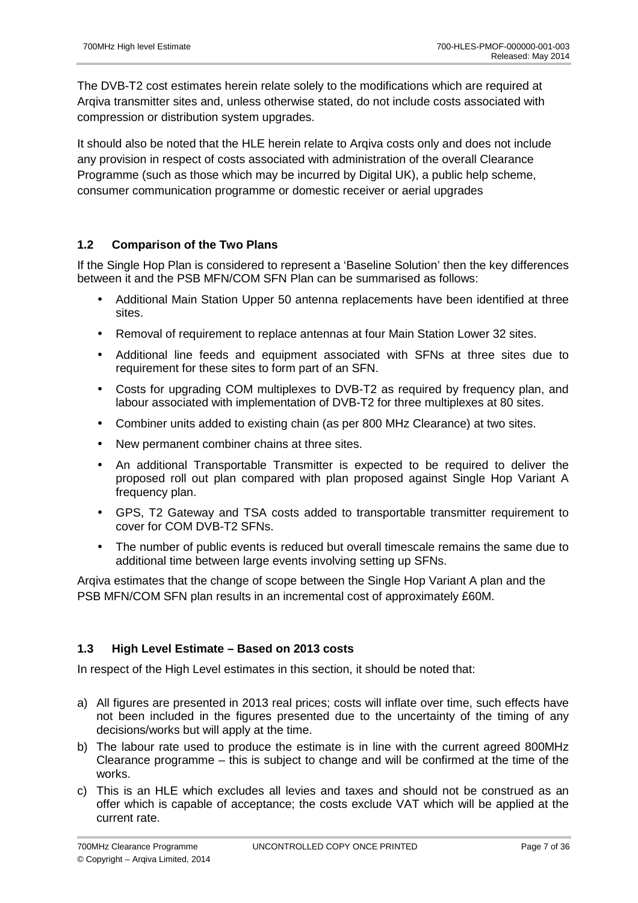The DVB-T2 cost estimates herein relate solely to the modifications which are required at Arqiva transmitter sites and, unless otherwise stated, do not include costs associated with compression or distribution system upgrades.

It should also be noted that the HLE herein relate to Arqiva costs only and does not include any provision in respect of costs associated with administration of the overall Clearance Programme (such as those which may be incurred by Digital UK), a public help scheme, consumer communication programme or domestic receiver or aerial upgrades

### 1.2 Comparison of the Two Plans

If the Single Hop Plan is considered to represent a 'Baseline Solution' then the key differences between it and the PSB MFN/COM SFN Plan can be summarised as follows:

- Additional Main Station Upper 50 antenna replacements have been identified at three sites.
- Removal of requirement to replace antennas at four Main Station Lower 32 sites.
- Additional line feeds and equipment associated with SFNs at three sites due to requirement for these sites to form part of an SFN.
- Costs for upgrading COM multiplexes to DVB-T2 as required by frequency plan, and labour associated with implementation of DVB-T2 for three multiplexes at 80 sites.
- Combiner units added to existing chain (as per 800 MHz Clearance) at two sites.
- New permanent combiner chains at three sites.
- An additional Transportable Transmitter is expected to be required to deliver the proposed roll out plan compared with plan proposed against Single Hop Variant A frequency plan.
- GPS, T2 Gateway and TSA costs added to transportable transmitter requirement to cover for COM DVB-T2 SFNs.
- The number of public events is reduced but overall timescale remains the same due to additional time between large events involving setting up SFNs.

Arqiva estimates that the change of scope between the Single Hop Variant A plan and the PSB MFN/COM SFN plan results in an incremental cost of approximately £60M.

### 1.3 High Level Estimate – Based on 2013 costs

In respect of the High Level estimates in this section, it should be noted that:

a) All figures are presented in 2013 real prices; costs will inflate over time, such effects have not been included in the figures presented due to the uncertainty of the timing of any decisions/works but will apply at the time.

b) The labour rate used to produce the estimate is in line with the current agreed 800MHz Clearance programme – this is subject to change and will be confirmed at the time of the works.

c) This is an HLE which excludes all levies and taxes and should not be construed as an offer which is capable of acceptance; the costs exclude VAT which will be applied at the current rate.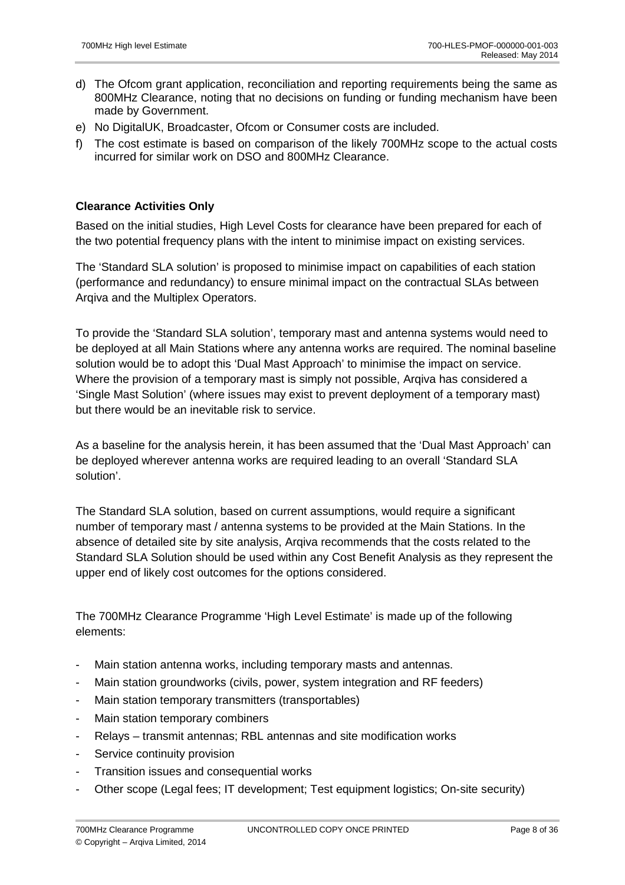d) The Ofcom grant application, reconciliation and reporting requirements being the same as 800MHz Clearance, noting that no decisions on funding or funding mechanism have been made by Government.

e) No DigitalUK, Broadcaster, Ofcom or Consumer costs are included.

f) The cost estimate is based on comparison of the likely 700MHz scope to the actual costs incurred for similar work on DSO and 800MHz Clearance.

**Clearance Activities Only**

Based on the initial studies, High Level Costs for clearance have been prepared for each of the two potential frequency plans with the intent to minimise impact on existing services.

The 'Standard SLA solution' is proposed to minimise impact on capabilities of each station (performance and redundancy) to ensure minimal impact on the contractual SLAs between Arqiva and the Multiplex Operators.

To provide the 'Standard SLA solution', temporary mast and antenna systems would need to be deployed at all Main Stations where any antenna works are required. The nominal baseline solution would be to adopt this 'Dual Mast Approach' to minimise the impact on service. Where the provision of a temporary mast is simply not possible, Arqiva has considered a 'Single Mast Solution' (where issues may exist to prevent deployment of a temporary mast) but there would be an inevitable risk to service.

As a baseline for the analysis herein, it has been assumed that the 'Dual Mast Approach' can be deployed wherever antenna works are required leading to an overall 'Standard SLA solution'.

The Standard SLA solution, based on current assumptions, would require a significant number of temporary mast / antenna systems to be provided at the Main Stations. In the absence of detailed site by site analysis, Arqiva recommends that the costs related to the Standard SLA Solution should be used within any Cost Benefit Analysis as they represent the upper end of likely cost outcomes for the options considered.

The 700MHz Clearance Programme 'High Level Estimate' is made up of the following elements:

- Main station antenna works, including temporary masts and antennas.
- Main station groundworks (civils, power, system integration and RF feeders)
- Main station temporary transmitters (transportables)
- Main station temporary combiners
- Relays – transmit antennas; RBL antennas and site modification works
- Service continuity provision
- Transition issues and consequential works
- Other scope (Legal fees; IT development; Test equipment logistics; On-site security)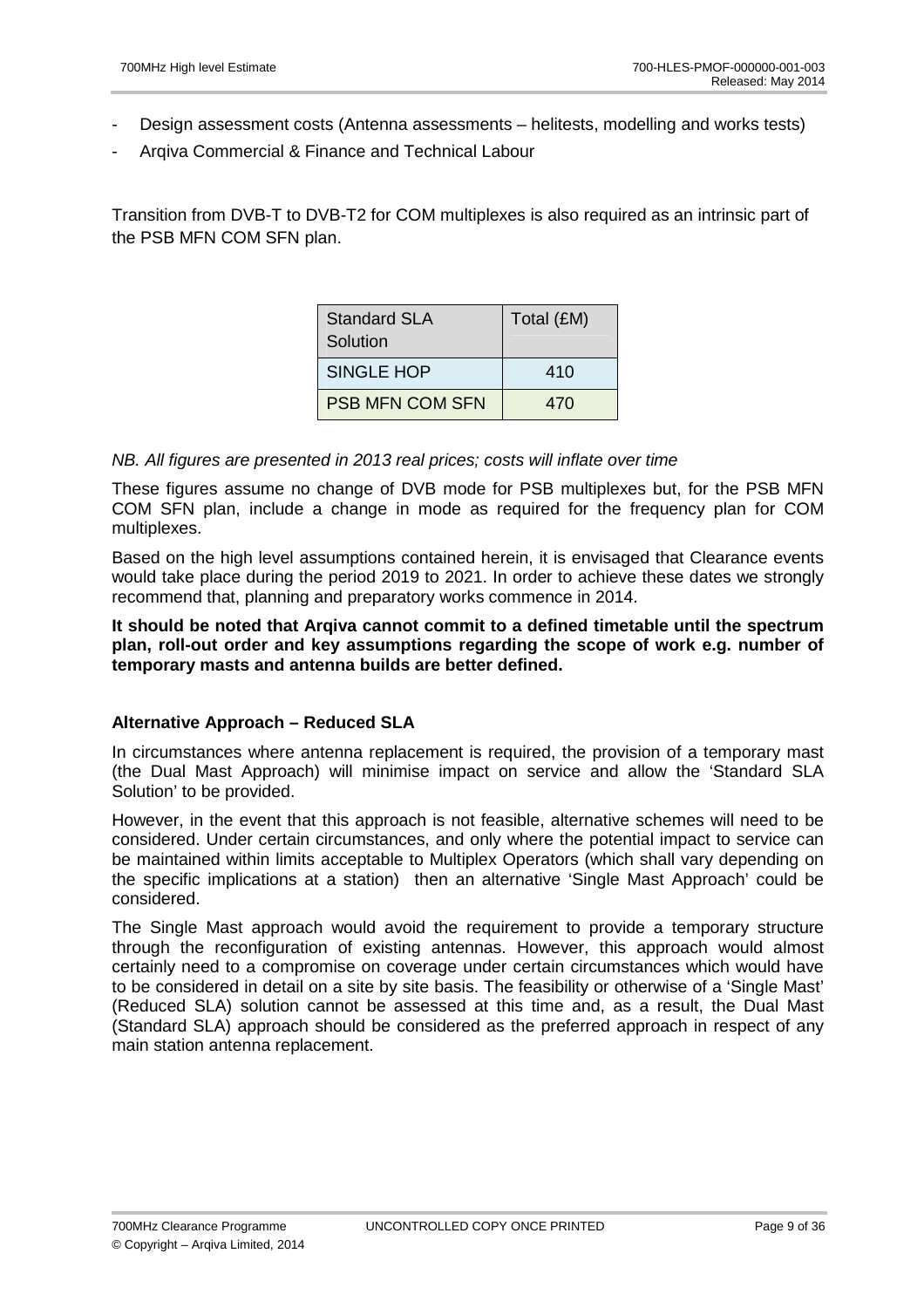- Design assessment costs (Antenna assessments – helitests, modelling and works tests)
- Arqiva Commercial & Finance and Technical Labour

Transition from DVB-T to DVB-T2 for COM multiplexes is also required as an intrinsic part of the PSB MFN COM SFN plan.

| Standard SLA Solution | Total (£M) |
|---|---|
| SINGLE HOP | 410 |
| PSB MFN COM SFN | 470 |

*NB. All figures are presented in 2013 real prices; costs will inflate over time*

These figures assume no change of DVB mode for PSB multiplexes but, for the PSB MFN COM SFN plan, include a change in mode as required for the frequency plan for COM multiplexes.

Based on the high level assumptions contained herein, it is envisaged that Clearance events would take place during the period 2019 to 2021. In order to achieve these dates we strongly recommend that, planning and preparatory works commence in 2014.

**It should be noted that Arqiva cannot commit to a defined timetable until the spectrum plan, roll-out order and key assumptions regarding the scope of work e.g. number of temporary masts and antenna builds are better defined.**

**Alternative Approach – Reduced SLA**

In circumstances where antenna replacement is required, the provision of a temporary mast (the Dual Mast Approach) will minimise impact on service and allow the 'Standard SLA Solution' to be provided.

However, in the event that this approach is not feasible, alternative schemes will need to be considered. Under certain circumstances, and only where the potential impact to service can be maintained within limits acceptable to Multiplex Operators (which shall vary depending on the specific implications at a station) then an alternative 'Single Mast Approach' could be considered.

The Single Mast approach would avoid the requirement to provide a temporary structure through the reconfiguration of existing antennas. However, this approach would almost certainly need to a compromise on coverage under certain circumstances which would have to be considered in detail on a site by site basis. The feasibility or otherwise of a 'Single Mast' (Reduced SLA) solution cannot be assessed at this time and, as a result, the Dual Mast (Standard SLA) approach should be considered as the preferred approach in respect of any main station antenna replacement.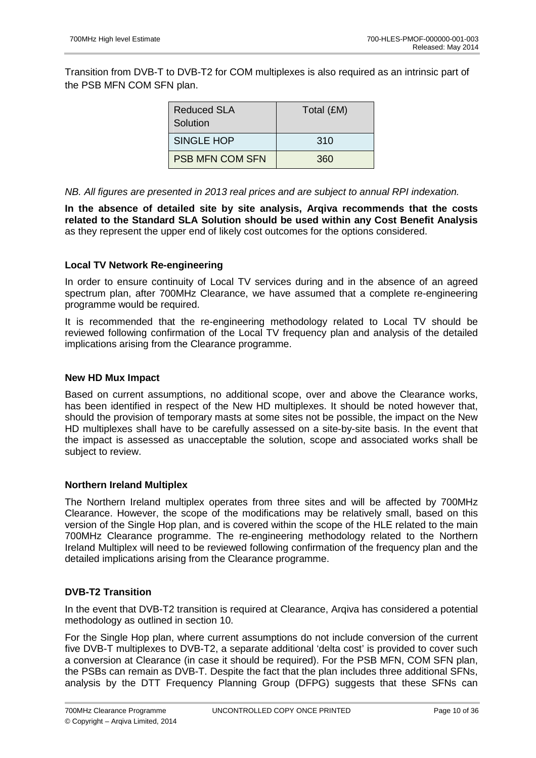Transition from DVB-T to DVB-T2 for COM multiplexes is also required as an intrinsic part of the PSB MFN COM SFN plan.

| Reduced SLA Solution | Total (£M) |
| --- | --- |
| SINGLE HOP | 310 |
| PSB MFN COM SFN | 360 |

*NB. All figures are presented in 2013 real prices and are subject to annual RPI indexation.*

**In the absence of detailed site by site analysis, Arqiva recommends that the costs related to the Standard SLA Solution should be used within any Cost Benefit Analysis** as they represent the upper end of likely cost outcomes for the options considered.

**Local TV Network Re-engineering**

In order to ensure continuity of Local TV services during and in the absence of an agreed spectrum plan, after 700MHz Clearance, we have assumed that a complete re-engineering programme would be required.

It is recommended that the re-engineering methodology related to Local TV should be reviewed following confirmation of the Local TV frequency plan and analysis of the detailed implications arising from the Clearance programme.

**New HD Mux Impact**

Based on current assumptions, no additional scope, over and above the Clearance works, has been identified in respect of the New HD multiplexes. It should be noted however that, should the provision of temporary masts at some sites not be possible, the impact on the New HD multiplexes shall have to be carefully assessed on a site-by-site basis. In the event that the impact is assessed as unacceptable the solution, scope and associated works shall be subject to review.

**Northern Ireland Multiplex**

The Northern Ireland multiplex operates from three sites and will be affected by 700MHz Clearance. However, the scope of the modifications may be relatively small, based on this version of the Single Hop plan, and is covered within the scope of the HLE related to the main 700MHz Clearance programme. The re-engineering methodology related to the Northern Ireland Multiplex will need to be reviewed following confirmation of the frequency plan and the detailed implications arising from the Clearance programme.

**DVB-T2 Transition**

In the event that DVB-T2 transition is required at Clearance, Arqiva has considered a potential methodology as outlined in section 10.

For the Single Hop plan, where current assumptions do not include conversion of the current five DVB-T multiplexes to DVB-T2, a separate additional 'delta cost' is provided to cover such a conversion at Clearance (in case it should be required). For the PSB MFN, COM SFN plan, the PSBs can remain as DVB-T. Despite the fact that the plan includes three additional SFNs, analysis by the DTT Frequency Planning Group (DFPG) suggests that these SFNs can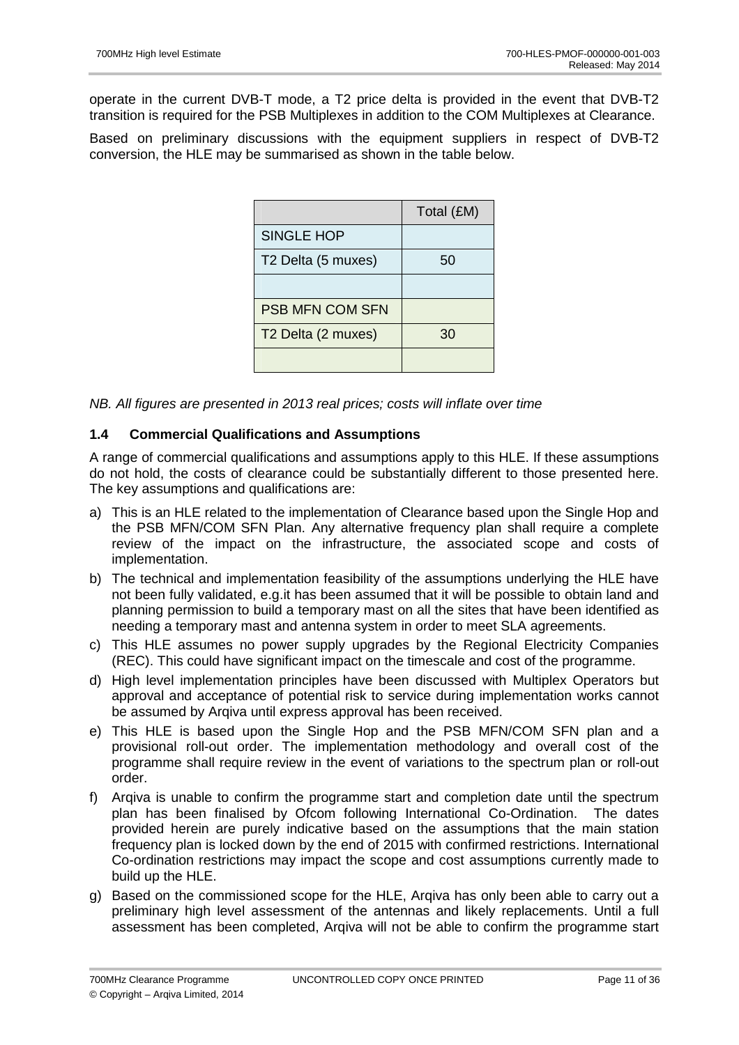operate in the current DVB-T mode, a T2 price delta is provided in the event that DVB-T2 transition is required for the PSB Multiplexes in addition to the COM Multiplexes at Clearance.

Based on preliminary discussions with the equipment suppliers in respect of DVB-T2 conversion, the HLE may be summarised as shown in the table below.

| | Total (£M) |
|---|---|
| SINGLE HOP | |
| T2 Delta (5 muxes) | 50 |
| | |
| PSB MFN COM SFN | |
| T2 Delta (2 muxes) | 30 |
| | |

*NB. All figures are presented in 2013 real prices; costs will inflate over time*

### 1.4 Commercial Qualifications and Assumptions

A range of commercial qualifications and assumptions apply to this HLE. If these assumptions do not hold, the costs of clearance could be substantially different to those presented here. The key assumptions and qualifications are:

a) This is an HLE related to the implementation of Clearance based upon the Single Hop and the PSB MFN/COM SFN Plan. Any alternative frequency plan shall require a complete review of the impact on the infrastructure, the associated scope and costs of implementation.

b) The technical and implementation feasibility of the assumptions underlying the HLE have not been fully validated, e.g.it has been assumed that it will be possible to obtain land and planning permission to build a temporary mast on all the sites that have been identified as needing a temporary mast and antenna system in order to meet SLA agreements.

c) This HLE assumes no power supply upgrades by the Regional Electricity Companies (REC). This could have significant impact on the timescale and cost of the programme.

d) High level implementation principles have been discussed with Multiplex Operators but approval and acceptance of potential risk to service during implementation works cannot be assumed by Arqiva until express approval has been received.

e) This HLE is based upon the Single Hop and the PSB MFN/COM SFN plan and a provisional roll-out order. The implementation methodology and overall cost of the programme shall require review in the event of variations to the spectrum plan or roll-out order.

f) Arqiva is unable to confirm the programme start and completion date until the spectrum plan has been finalised by Ofcom following International Co-Ordination. The dates provided herein are purely indicative based on the assumptions that the main station frequency plan is locked down by the end of 2015 with confirmed restrictions. International Co-ordination restrictions may impact the scope and cost assumptions currently made to build up the HLE.

g) Based on the commissioned scope for the HLE, Arqiva has only been able to carry out a preliminary high level assessment of the antennas and likely replacements. Until a full assessment has been completed, Arqiva will not be able to confirm the programme start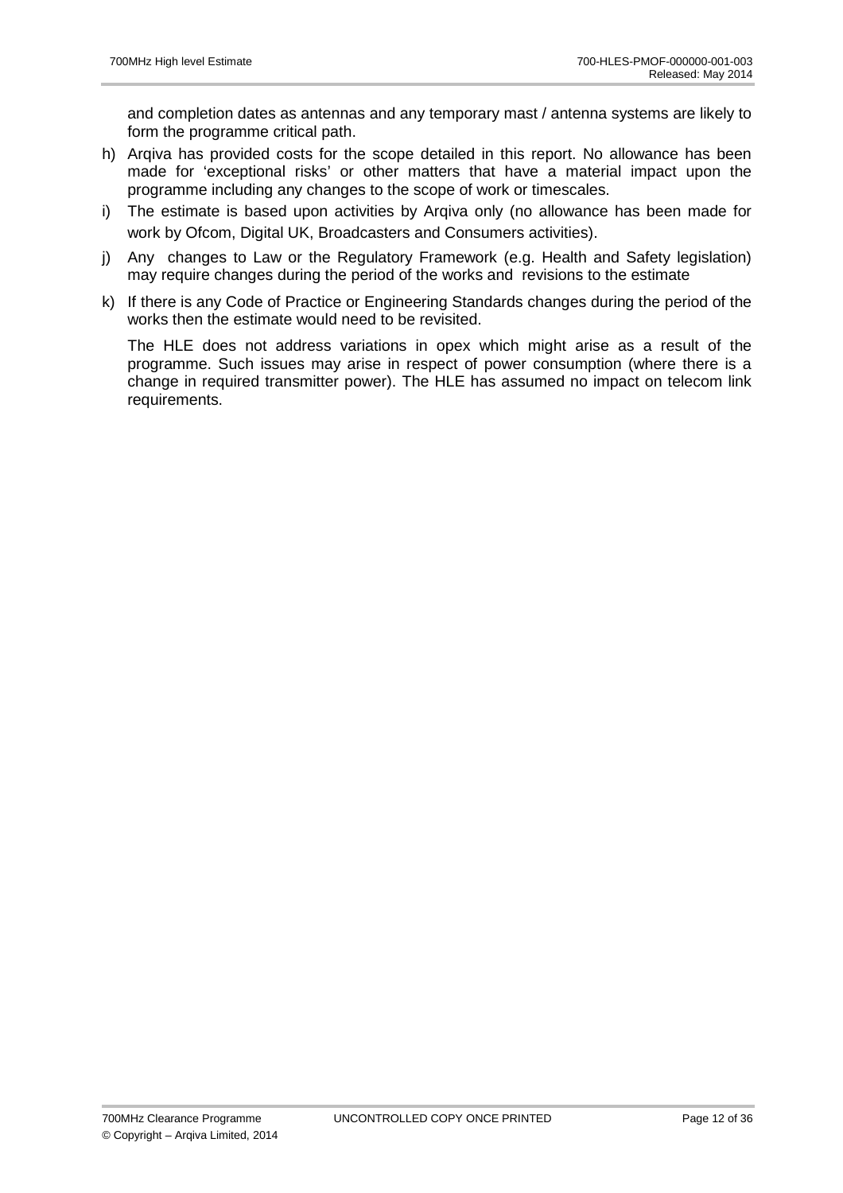and completion dates as antennas and any temporary mast / antenna systems are likely to form the programme critical path.

h) Arqiva has provided costs for the scope detailed in this report. No allowance has been made for 'exceptional risks' or other matters that have a material impact upon the programme including any changes to the scope of work or timescales.

i) The estimate is based upon activities by Arqiva only (no allowance has been made for work by Ofcom, Digital UK, Broadcasters and Consumers activities).

j) Any changes to Law or the Regulatory Framework (e.g. Health and Safety legislation) may require changes during the period of the works and revisions to the estimate

k) If there is any Code of Practice or Engineering Standards changes during the period of the works then the estimate would need to be revisited.

The HLE does not address variations in opex which might arise as a result of the programme. Such issues may arise in respect of power consumption (where there is a change in required transmitter power). The HLE has assumed no impact on telecom link requirements.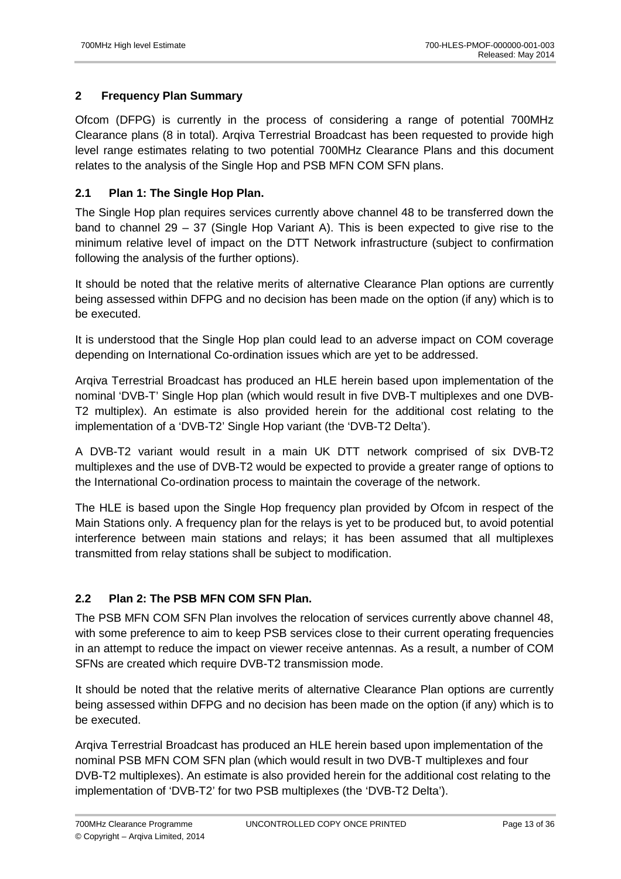## 2 Frequency Plan Summary

Ofcom (DFPG) is currently in the process of considering a range of potential 700MHz Clearance plans (8 in total). Arqiva Terrestrial Broadcast has been requested to provide high level range estimates relating to two potential 700MHz Clearance Plans and this document relates to the analysis of the Single Hop and PSB MFN COM SFN plans.

### 2.1 Plan 1: The Single Hop Plan.

The Single Hop plan requires services currently above channel 48 to be transferred down the band to channel 29 – 37 (Single Hop Variant A). This is been expected to give rise to the minimum relative level of impact on the DTT Network infrastructure (subject to confirmation following the analysis of the further options).

It should be noted that the relative merits of alternative Clearance Plan options are currently being assessed within DFPG and no decision has been made on the option (if any) which is to be executed.

It is understood that the Single Hop plan could lead to an adverse impact on COM coverage depending on International Co-ordination issues which are yet to be addressed.

Arqiva Terrestrial Broadcast has produced an HLE herein based upon implementation of the nominal 'DVB-T' Single Hop plan (which would result in five DVB-T multiplexes and one DVB-T2 multiplex). An estimate is also provided herein for the additional cost relating to the implementation of a 'DVB-T2' Single Hop variant (the 'DVB-T2 Delta').

A DVB-T2 variant would result in a main UK DTT network comprised of six DVB-T2 multiplexes and the use of DVB-T2 would be expected to provide a greater range of options to the International Co-ordination process to maintain the coverage of the network.

The HLE is based upon the Single Hop frequency plan provided by Ofcom in respect of the Main Stations only. A frequency plan for the relays is yet to be produced but, to avoid potential interference between main stations and relays; it has been assumed that all multiplexes transmitted from relay stations shall be subject to modification.

### 2.2 Plan 2: The PSB MFN COM SFN Plan.

The PSB MFN COM SFN Plan involves the relocation of services currently above channel 48, with some preference to aim to keep PSB services close to their current operating frequencies in an attempt to reduce the impact on viewer receive antennas. As a result, a number of COM SFNs are created which require DVB-T2 transmission mode.

It should be noted that the relative merits of alternative Clearance Plan options are currently being assessed within DFPG and no decision has been made on the option (if any) which is to be executed.

Arqiva Terrestrial Broadcast has produced an HLE herein based upon implementation of the nominal PSB MFN COM SFN plan (which would result in two DVB-T multiplexes and four DVB-T2 multiplexes). An estimate is also provided herein for the additional cost relating to the implementation of 'DVB-T2' for two PSB multiplexes (the 'DVB-T2 Delta').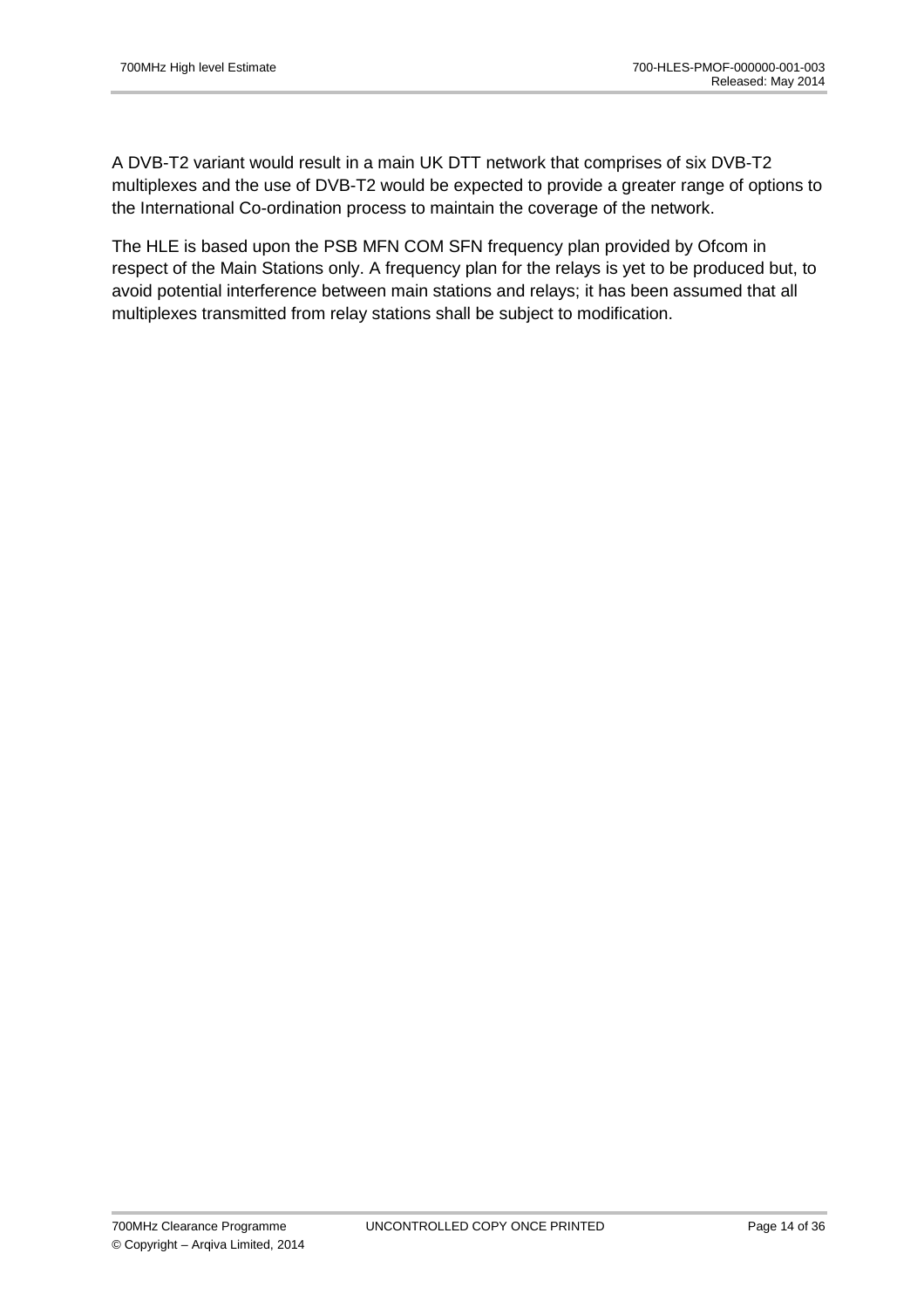A DVB-T2 variant would result in a main UK DTT network that comprises of six DVB-T2 multiplexes and the use of DVB-T2 would be expected to provide a greater range of options to the International Co-ordination process to maintain the coverage of the network.

The HLE is based upon the PSB MFN COM SFN frequency plan provided by Ofcom in respect of the Main Stations only. A frequency plan for the relays is yet to be produced but, to avoid potential interference between main stations and relays; it has been assumed that all multiplexes transmitted from relay stations shall be subject to modification.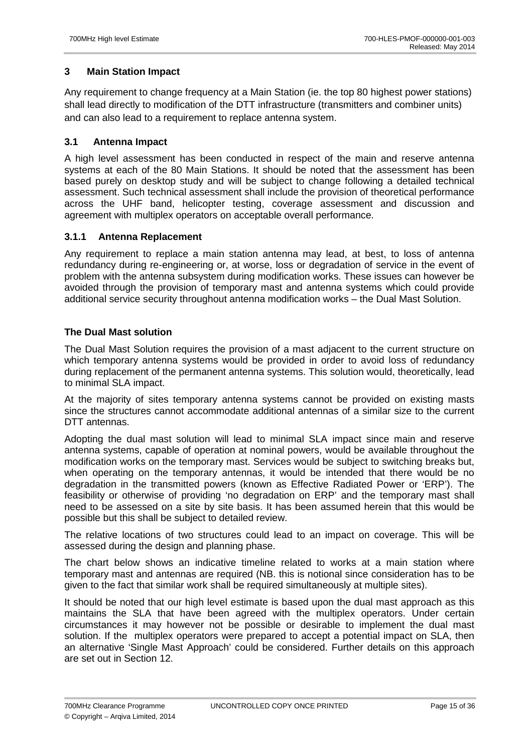## 3 Main Station Impact

Any requirement to change frequency at a Main Station (ie. the top 80 highest power stations) shall lead directly to modification of the DTT infrastructure (transmitters and combiner units) and can also lead to a requirement to replace antenna system.

### 3.1 Antenna Impact

A high level assessment has been conducted in respect of the main and reserve antenna systems at each of the 80 Main Stations. It should be noted that the assessment has been based purely on desktop study and will be subject to change following a detailed technical assessment. Such technical assessment shall include the provision of theoretical performance across the UHF band, helicopter testing, coverage assessment and discussion and agreement with multiplex operators on acceptable overall performance.

#### 3.1.1 Antenna Replacement

Any requirement to replace a main station antenna may lead, at best, to loss of antenna redundancy during re-engineering or, at worse, loss or degradation of service in the event of problem with the antenna subsystem during modification works. These issues can however be avoided through the provision of temporary mast and antenna systems which could provide additional service security throughout antenna modification works – the Dual Mast Solution.

**The Dual Mast solution**

The Dual Mast Solution requires the provision of a mast adjacent to the current structure on which temporary antenna systems would be provided in order to avoid loss of redundancy during replacement of the permanent antenna systems. This solution would, theoretically, lead to minimal SLA impact.

At the majority of sites temporary antenna systems cannot be provided on existing masts since the structures cannot accommodate additional antennas of a similar size to the current DTT antennas.

Adopting the dual mast solution will lead to minimal SLA impact since main and reserve antenna systems, capable of operation at nominal powers, would be available throughout the modification works on the temporary mast. Services would be subject to switching breaks but, when operating on the temporary antennas, it would be intended that there would be no degradation in the transmitted powers (known as Effective Radiated Power or 'ERP'). The feasibility or otherwise of providing 'no degradation on ERP' and the temporary mast shall need to be assessed on a site by site basis. It has been assumed herein that this would be possible but this shall be subject to detailed review.

The relative locations of two structures could lead to an impact on coverage. This will be assessed during the design and planning phase.

The chart below shows an indicative timeline related to works at a main station where temporary mast and antennas are required (NB. this is notional since consideration has to be given to the fact that similar work shall be required simultaneously at multiple sites).

It should be noted that our high level estimate is based upon the dual mast approach as this maintains the SLA that have been agreed with the multiplex operators. Under certain circumstances it may however not be possible or desirable to implement the dual mast solution. If the multiplex operators were prepared to accept a potential impact on SLA, then an alternative 'Single Mast Approach' could be considered. Further details on this approach are set out in Section 12.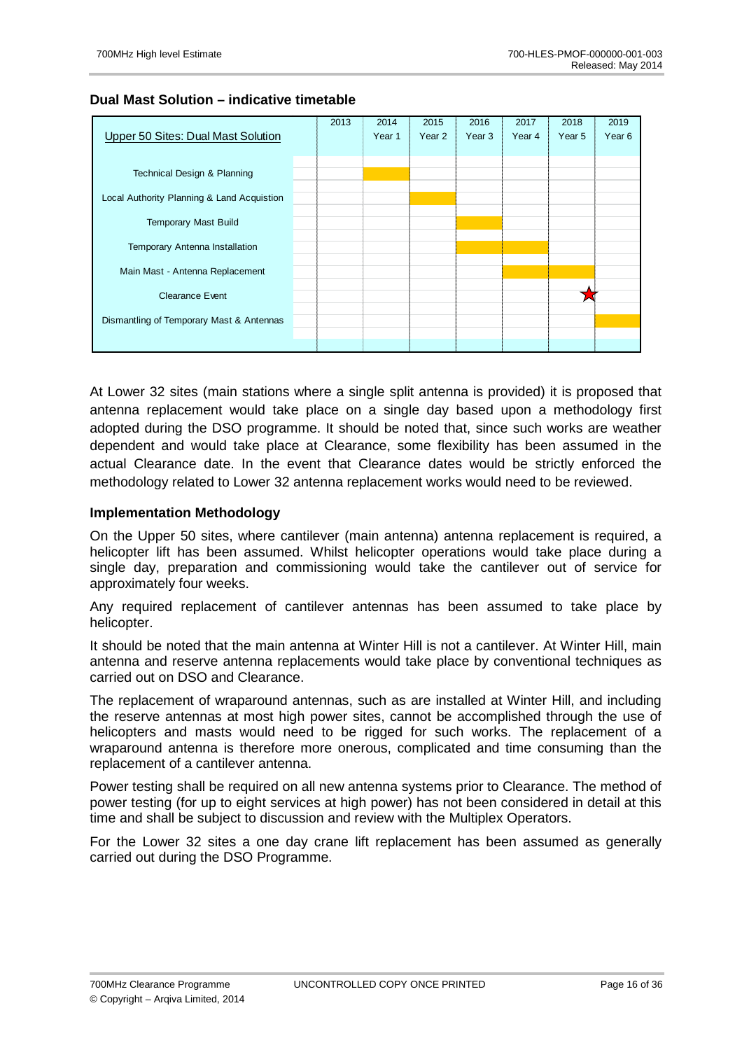**Dual Mast Solution – indicative timetable**

| Upper 50 Sites: Dual Mast Solution | 2013 | 2014 Year 1 | 2015 Year 2 | 2016 Year 3 | 2017 Year 4 | 2018 Year 5 | 2019 Year 6 |
|---|---|---|---|---|---|---|---|
| Technical Design & Planning | | ■ | | | | | |
| Local Authority Planning & Land Acquistion | | | ■ | | | | |
| Temporary Mast Build | | | | ■ | | | |
| Temporary Antenna Installation | | | | ■ | ■ | | |
| Main Mast - Antenna Replacement | | | | | ■ | ■ | |
| Clearance Event | | | | | | ★ | |
| Dismantling of Temporary Mast & Antennas | | | | | | | ■ |

At Lower 32 sites (main stations where a single split antenna is provided) it is proposed that antenna replacement would take place on a single day based upon a methodology first adopted during the DSO programme. It should be noted that, since such works are weather dependent and would take place at Clearance, some flexibility has been assumed in the actual Clearance date. In the event that Clearance dates would be strictly enforced the methodology related to Lower 32 antenna replacement works would need to be reviewed.

**Implementation Methodology**

On the Upper 50 sites, where cantilever (main antenna) antenna replacement is required, a helicopter lift has been assumed. Whilst helicopter operations would take place during a single day, preparation and commissioning would take the cantilever out of service for approximately four weeks.

Any required replacement of cantilever antennas has been assumed to take place by helicopter.

It should be noted that the main antenna at Winter Hill is not a cantilever. At Winter Hill, main antenna and reserve antenna replacements would take place by conventional techniques as carried out on DSO and Clearance.

The replacement of wraparound antennas, such as are installed at Winter Hill, and including the reserve antennas at most high power sites, cannot be accomplished through the use of helicopters and masts would need to be rigged for such works. The replacement of a wraparound antenna is therefore more onerous, complicated and time consuming than the replacement of a cantilever antenna.

Power testing shall be required on all new antenna systems prior to Clearance. The method of power testing (for up to eight services at high power) has not been considered in detail at this time and shall be subject to discussion and review with the Multiplex Operators.

For the Lower 32 sites a one day crane lift replacement has been assumed as generally carried out during the DSO Programme.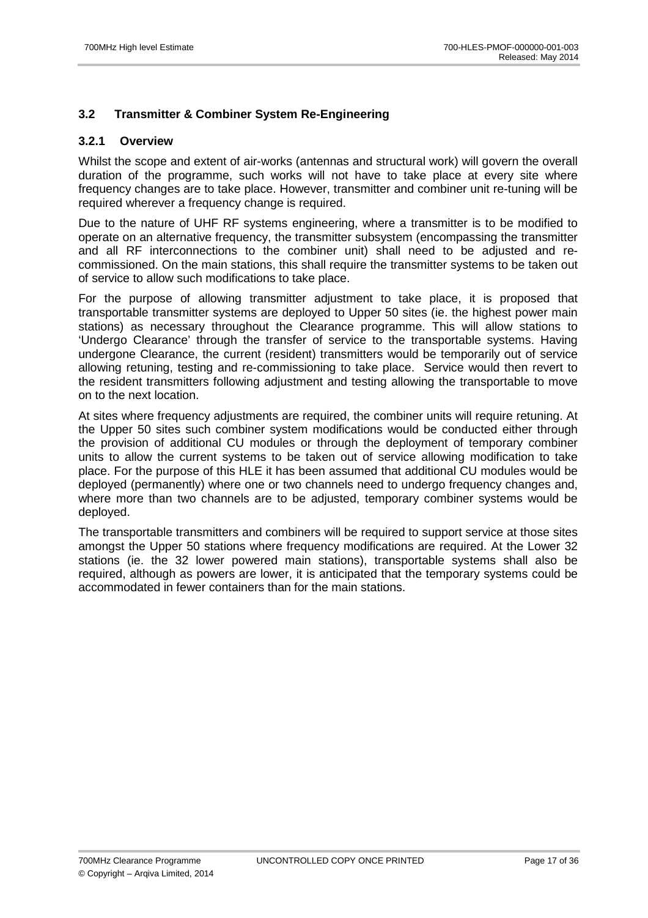## 3.2 Transmitter & Combiner System Re-Engineering

### 3.2.1 Overview

Whilst the scope and extent of air-works (antennas and structural work) will govern the overall duration of the programme, such works will not have to take place at every site where frequency changes are to take place. However, transmitter and combiner unit re-tuning will be required wherever a frequency change is required.

Due to the nature of UHF RF systems engineering, where a transmitter is to be modified to operate on an alternative frequency, the transmitter subsystem (encompassing the transmitter and all RF interconnections to the combiner unit) shall need to be adjusted and re-commissioned. On the main stations, this shall require the transmitter systems to be taken out of service to allow such modifications to take place.

For the purpose of allowing transmitter adjustment to take place, it is proposed that transportable transmitter systems are deployed to Upper 50 sites (ie. the highest power main stations) as necessary throughout the Clearance programme. This will allow stations to 'Undergo Clearance' through the transfer of service to the transportable systems. Having undergone Clearance, the current (resident) transmitters would be temporarily out of service allowing retuning, testing and re-commissioning to take place. Service would then revert to the resident transmitters following adjustment and testing allowing the transportable to move on to the next location.

At sites where frequency adjustments are required, the combiner units will require retuning. At the Upper 50 sites such combiner system modifications would be conducted either through the provision of additional CU modules or through the deployment of temporary combiner units to allow the current systems to be taken out of service allowing modification to take place. For the purpose of this HLE it has been assumed that additional CU modules would be deployed (permanently) where one or two channels need to undergo frequency changes and, where more than two channels are to be adjusted, temporary combiner systems would be deployed.

The transportable transmitters and combiners will be required to support service at those sites amongst the Upper 50 stations where frequency modifications are required. At the Lower 32 stations (ie. the 32 lower powered main stations), transportable systems shall also be required, although as powers are lower, it is anticipated that the temporary systems could be accommodated in fewer containers than for the main stations.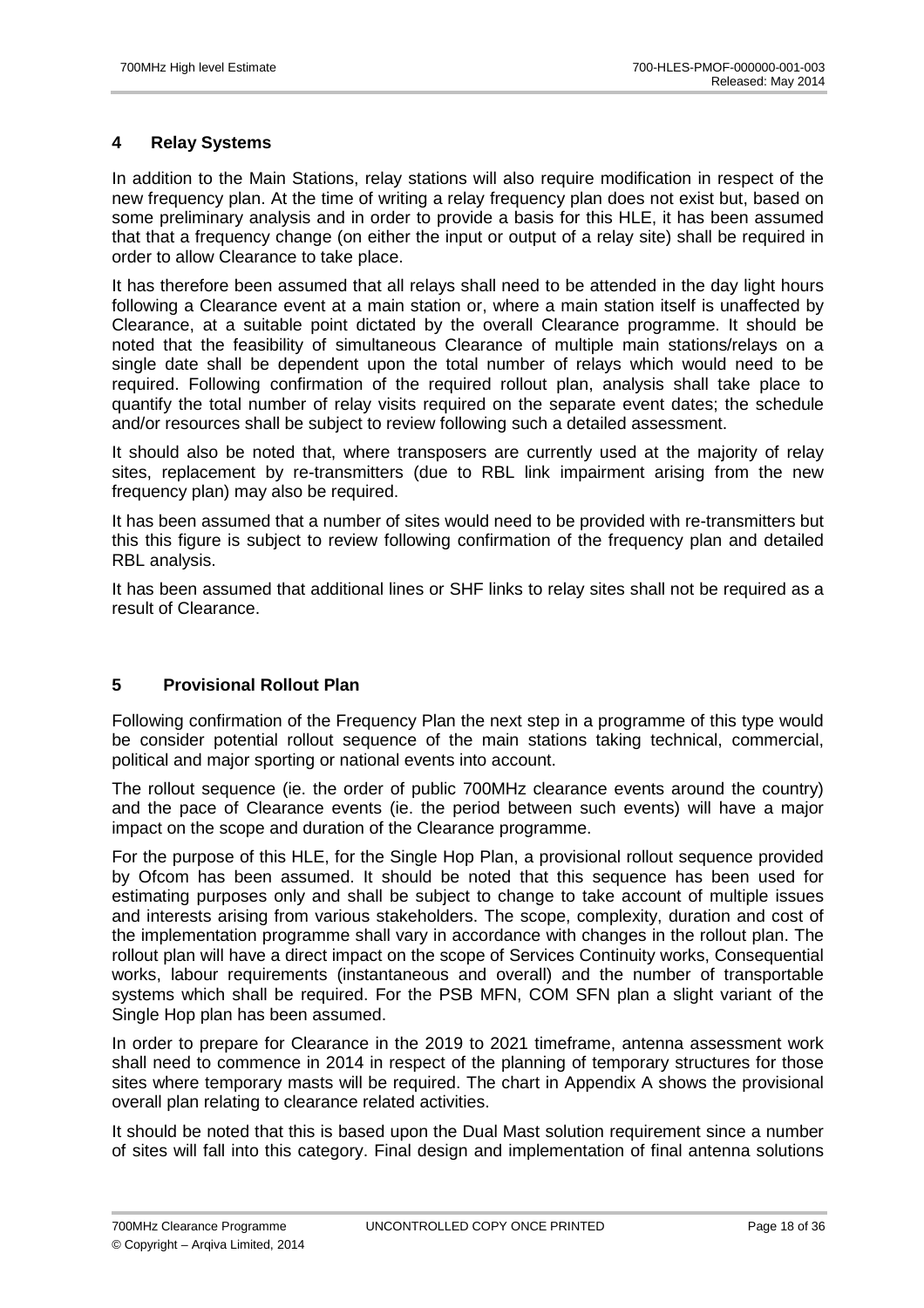## 4 Relay Systems

In addition to the Main Stations, relay stations will also require modification in respect of the new frequency plan. At the time of writing a relay frequency plan does not exist but, based on some preliminary analysis and in order to provide a basis for this HLE, it has been assumed that that a frequency change (on either the input or output of a relay site) shall be required in order to allow Clearance to take place.

It has therefore been assumed that all relays shall need to be attended in the day light hours following a Clearance event at a main station or, where a main station itself is unaffected by Clearance, at a suitable point dictated by the overall Clearance programme. It should be noted that the feasibility of simultaneous Clearance of multiple main stations/relays on a single date shall be dependent upon the total number of relays which would need to be required. Following confirmation of the required rollout plan, analysis shall take place to quantify the total number of relay visits required on the separate event dates; the schedule and/or resources shall be subject to review following such a detailed assessment.

It should also be noted that, where transposers are currently used at the majority of relay sites, replacement by re-transmitters (due to RBL link impairment arising from the new frequency plan) may also be required.

It has been assumed that a number of sites would need to be provided with re-transmitters but this this figure is subject to review following confirmation of the frequency plan and detailed RBL analysis.

It has been assumed that additional lines or SHF links to relay sites shall not be required as a result of Clearance.

## 5 Provisional Rollout Plan

Following confirmation of the Frequency Plan the next step in a programme of this type would be consider potential rollout sequence of the main stations taking technical, commercial, political and major sporting or national events into account.

The rollout sequence (ie. the order of public 700MHz clearance events around the country) and the pace of Clearance events (ie. the period between such events) will have a major impact on the scope and duration of the Clearance programme.

For the purpose of this HLE, for the Single Hop Plan, a provisional rollout sequence provided by Ofcom has been assumed. It should be noted that this sequence has been used for estimating purposes only and shall be subject to change to take account of multiple issues and interests arising from various stakeholders. The scope, complexity, duration and cost of the implementation programme shall vary in accordance with changes in the rollout plan. The rollout plan will have a direct impact on the scope of Services Continuity works, Consequential works, labour requirements (instantaneous and overall) and the number of transportable systems which shall be required. For the PSB MFN, COM SFN plan a slight variant of the Single Hop plan has been assumed.

In order to prepare for Clearance in the 2019 to 2021 timeframe, antenna assessment work shall need to commence in 2014 in respect of the planning of temporary structures for those sites where temporary masts will be required. The chart in Appendix A shows the provisional overall plan relating to clearance related activities.

It should be noted that this is based upon the Dual Mast solution requirement since a number of sites will fall into this category. Final design and implementation of final antenna solutions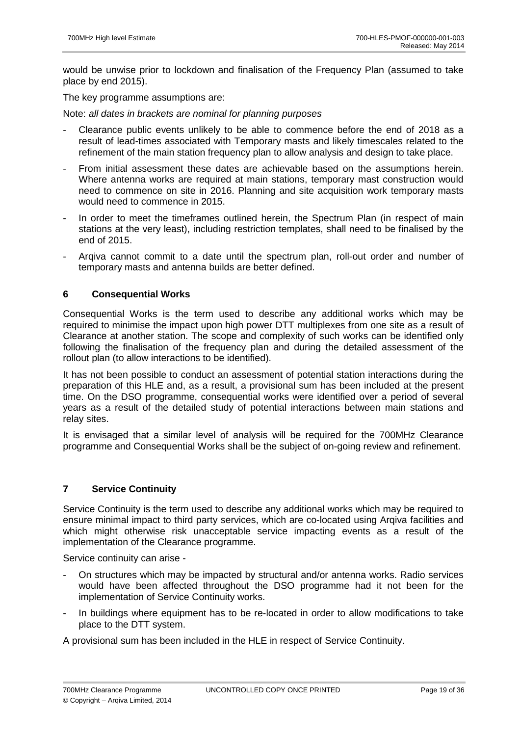would be unwise prior to lockdown and finalisation of the Frequency Plan (assumed to take place by end 2015).

The key programme assumptions are:

Note: *all dates in brackets are nominal for planning purposes*

- Clearance public events unlikely to be able to commence before the end of 2018 as a result of lead-times associated with Temporary masts and likely timescales related to the refinement of the main station frequency plan to allow analysis and design to take place.
- From initial assessment these dates are achievable based on the assumptions herein. Where antenna works are required at main stations, temporary mast construction would need to commence on site in 2016. Planning and site acquisition work temporary masts would need to commence in 2015.
- In order to meet the timeframes outlined herein, the Spectrum Plan (in respect of main stations at the very least), including restriction templates, shall need to be finalised by the end of 2015.
- Arqiva cannot commit to a date until the spectrum plan, roll-out order and number of temporary masts and antenna builds are better defined.

## 6 Consequential Works

Consequential Works is the term used to describe any additional works which may be required to minimise the impact upon high power DTT multiplexes from one site as a result of Clearance at another station. The scope and complexity of such works can be identified only following the finalisation of the frequency plan and during the detailed assessment of the rollout plan (to allow interactions to be identified).

It has not been possible to conduct an assessment of potential station interactions during the preparation of this HLE and, as a result, a provisional sum has been included at the present time. On the DSO programme, consequential works were identified over a period of several years as a result of the detailed study of potential interactions between main stations and relay sites.

It is envisaged that a similar level of analysis will be required for the 700MHz Clearance programme and Consequential Works shall be the subject of on-going review and refinement.

## 7 Service Continuity

Service Continuity is the term used to describe any additional works which may be required to ensure minimal impact to third party services, which are co-located using Arqiva facilities and which might otherwise risk unacceptable service impacting events as a result of the implementation of the Clearance programme.

Service continuity can arise -

- On structures which may be impacted by structural and/or antenna works. Radio services would have been affected throughout the DSO programme had it not been for the implementation of Service Continuity works.
- In buildings where equipment has to be re-located in order to allow modifications to take place to the DTT system.

A provisional sum has been included in the HLE in respect of Service Continuity.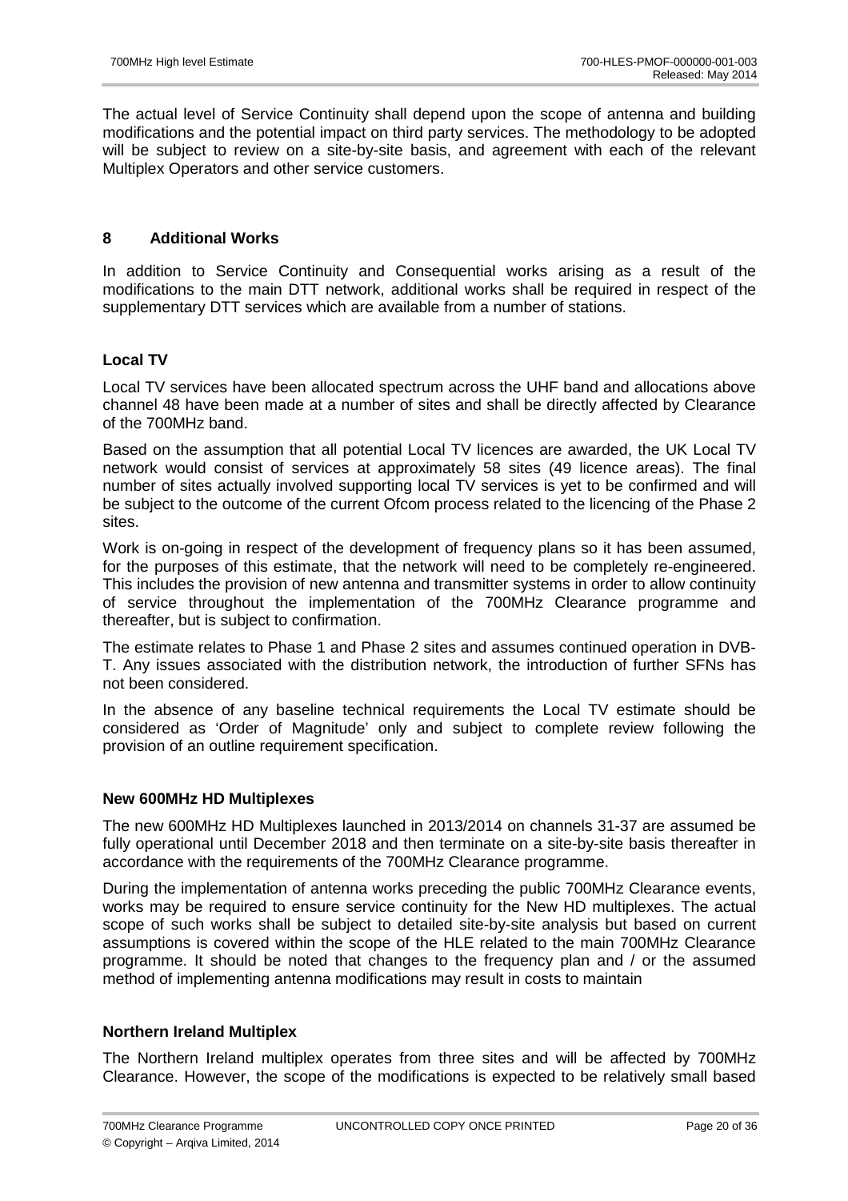The actual level of Service Continuity shall depend upon the scope of antenna and building modifications and the potential impact on third party services. The methodology to be adopted will be subject to review on a site-by-site basis, and agreement with each of the relevant Multiplex Operators and other service customers.

## 8 Additional Works

In addition to Service Continuity and Consequential works arising as a result of the modifications to the main DTT network, additional works shall be required in respect of the supplementary DTT services which are available from a number of stations.

### Local TV

Local TV services have been allocated spectrum across the UHF band and allocations above channel 48 have been made at a number of sites and shall be directly affected by Clearance of the 700MHz band.

Based on the assumption that all potential Local TV licences are awarded, the UK Local TV network would consist of services at approximately 58 sites (49 licence areas). The final number of sites actually involved supporting local TV services is yet to be confirmed and will be subject to the outcome of the current Ofcom process related to the licencing of the Phase 2 sites.

Work is on-going in respect of the development of frequency plans so it has been assumed, for the purposes of this estimate, that the network will need to be completely re-engineered. This includes the provision of new antenna and transmitter systems in order to allow continuity of service throughout the implementation of the 700MHz Clearance programme and thereafter, but is subject to confirmation.

The estimate relates to Phase 1 and Phase 2 sites and assumes continued operation in DVB-T. Any issues associated with the distribution network, the introduction of further SFNs has not been considered.

In the absence of any baseline technical requirements the Local TV estimate should be considered as 'Order of Magnitude' only and subject to complete review following the provision of an outline requirement specification.

### New 600MHz HD Multiplexes

The new 600MHz HD Multiplexes launched in 2013/2014 on channels 31-37 are assumed be fully operational until December 2018 and then terminate on a site-by-site basis thereafter in accordance with the requirements of the 700MHz Clearance programme.

During the implementation of antenna works preceding the public 700MHz Clearance events, works may be required to ensure service continuity for the New HD multiplexes. The actual scope of such works shall be subject to detailed site-by-site analysis but based on current assumptions is covered within the scope of the HLE related to the main 700MHz Clearance programme. It should be noted that changes to the frequency plan and / or the assumed method of implementing antenna modifications may result in costs to maintain

### Northern Ireland Multiplex

The Northern Ireland multiplex operates from three sites and will be affected by 700MHz Clearance. However, the scope of the modifications is expected to be relatively small based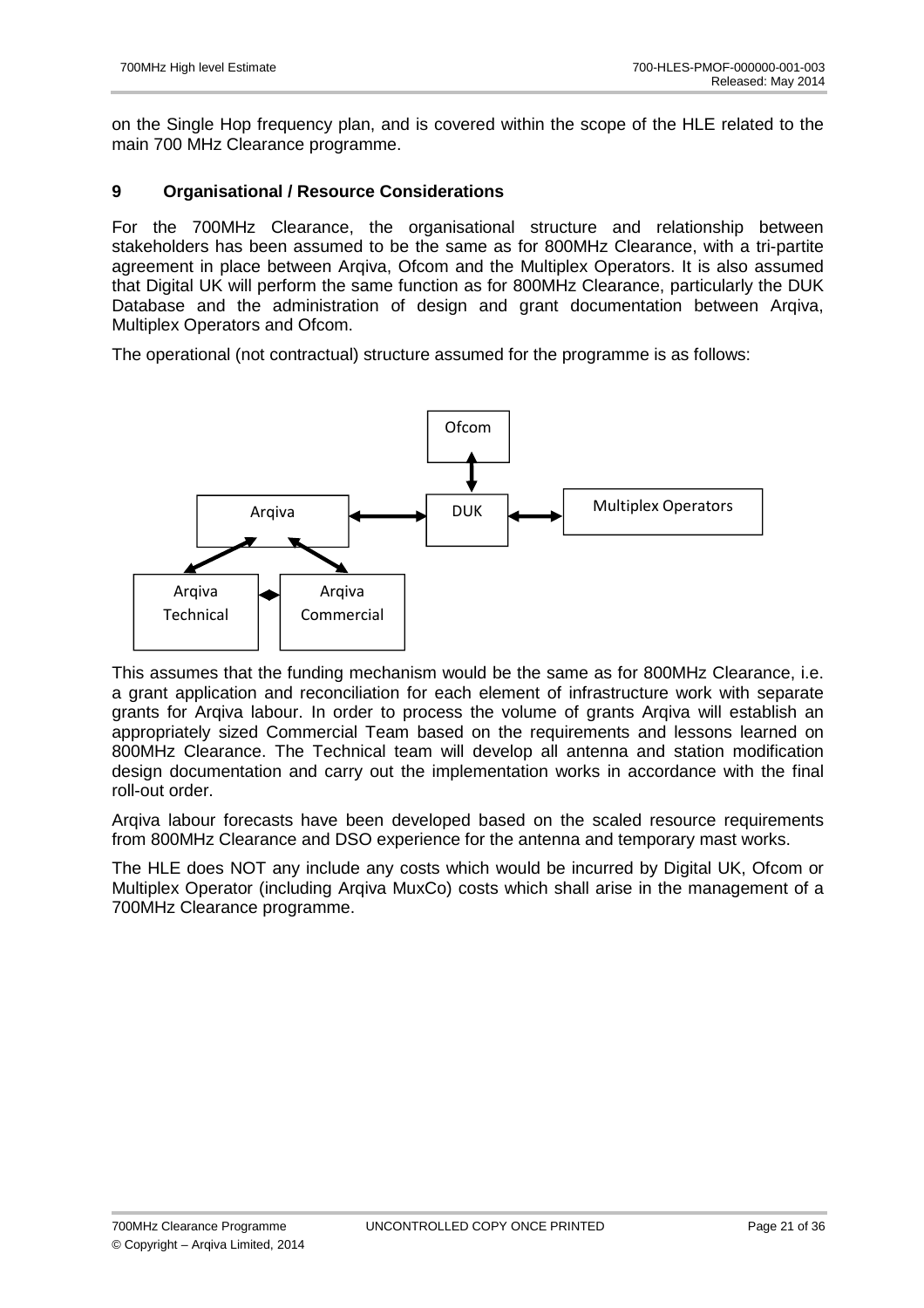on the Single Hop frequency plan, and is covered within the scope of the HLE related to the main 700 MHz Clearance programme.

## 9 Organisational / Resource Considerations

For the 700MHz Clearance, the organisational structure and relationship between stakeholders has been assumed to be the same as for 800MHz Clearance, with a tri-partite agreement in place between Arqiva, Ofcom and the Multiplex Operators. It is also assumed that Digital UK will perform the same function as for 800MHz Clearance, particularly the DUK Database and the administration of design and grant documentation between Arqiva, Multiplex Operators and Ofcom.

The operational (not contractual) structure assumed for the programme is as follows:

Ofcom

Arqiva DUK Multiplex Operators

Arqiva Technical Arqiva Commercial

This assumes that the funding mechanism would be the same as for 800MHz Clearance, i.e. a grant application and reconciliation for each element of infrastructure work with separate grants for Arqiva labour. In order to process the volume of grants Arqiva will establish an appropriately sized Commercial Team based on the requirements and lessons learned on 800MHz Clearance. The Technical team will develop all antenna and station modification design documentation and carry out the implementation works in accordance with the final roll-out order.

Arqiva labour forecasts have been developed based on the scaled resource requirements from 800MHz Clearance and DSO experience for the antenna and temporary mast works.

The HLE does NOT any include any costs which would be incurred by Digital UK, Ofcom or Multiplex Operator (including Arqiva MuxCo) costs which shall arise in the management of a 700MHz Clearance programme.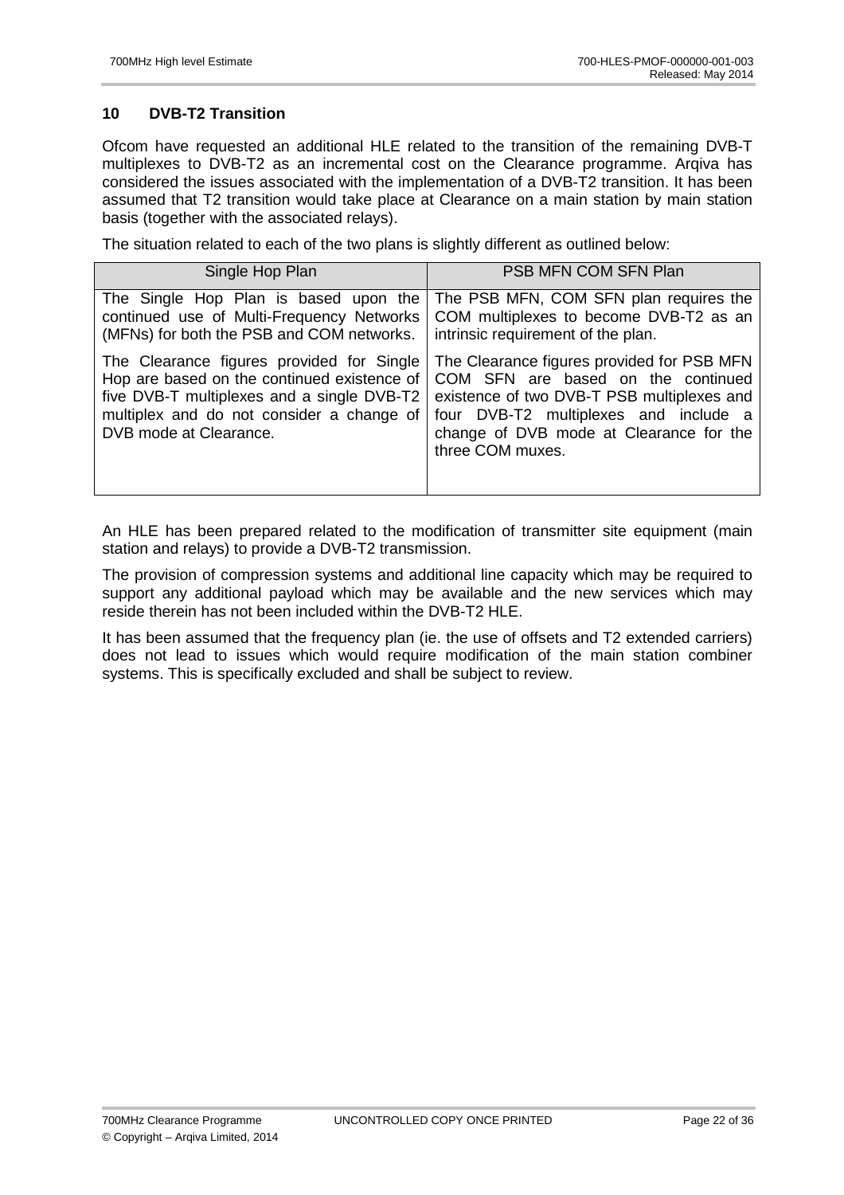## 10 DVB-T2 Transition

Ofcom have requested an additional HLE related to the transition of the remaining DVB-T multiplexes to DVB-T2 as an incremental cost on the Clearance programme. Arqiva has considered the issues associated with the implementation of a DVB-T2 transition. It has been assumed that T2 transition would take place at Clearance on a main station by main station basis (together with the associated relays).

The situation related to each of the two plans is slightly different as outlined below:

| Single Hop Plan | PSB MFN COM SFN Plan |
|---|---|
| The Single Hop Plan is based upon the continued use of Multi-Frequency Networks (MFNs) for both the PSB and COM networks. | The PSB MFN, COM SFN plan requires the COM multiplexes to become DVB-T2 as an intrinsic requirement of the plan. |
| The Clearance figures provided for Single Hop are based on the continued existence of five DVB-T multiplexes and a single DVB-T2 multiplex and do not consider a change of DVB mode at Clearance. | The Clearance figures provided for PSB MFN COM SFN are based on the continued existence of two DVB-T PSB multiplexes and four DVB-T2 multiplexes and include a change of DVB mode at Clearance for the three COM muxes. |

An HLE has been prepared related to the modification of transmitter site equipment (main station and relays) to provide a DVB-T2 transmission.

The provision of compression systems and additional line capacity which may be required to support any additional payload which may be available and the new services which may reside therein has not been included within the DVB-T2 HLE.

It has been assumed that the frequency plan (ie. the use of offsets and T2 extended carriers) does not lead to issues which would require modification of the main station combiner systems. This is specifically excluded and shall be subject to review.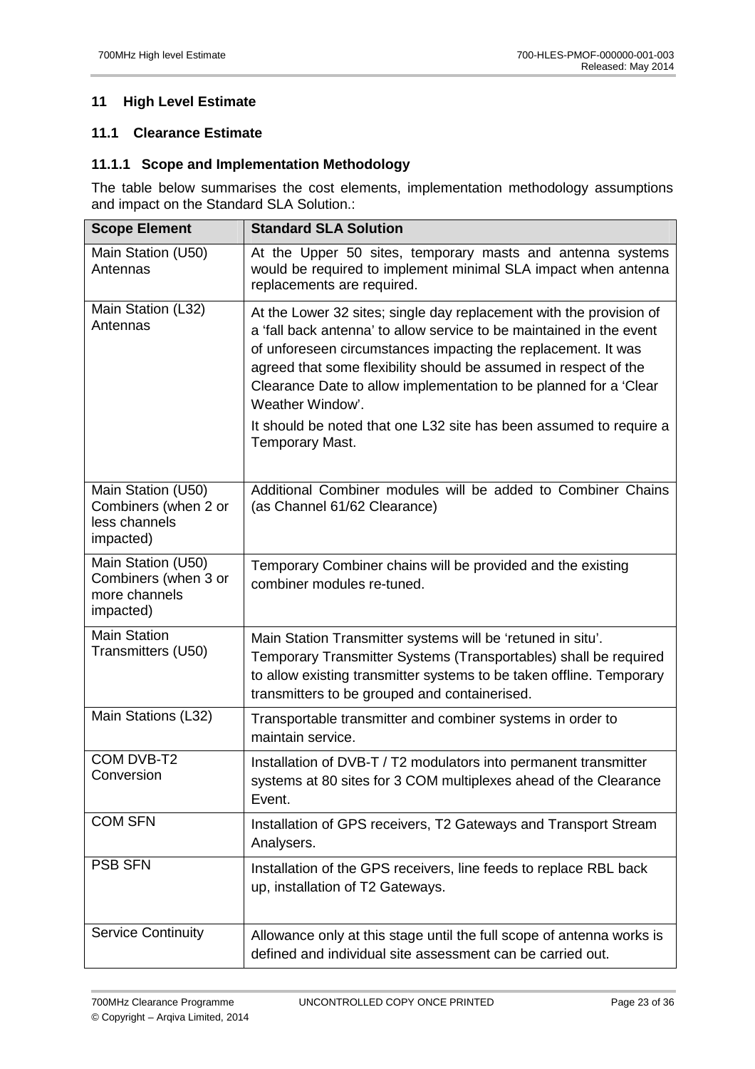## 11 High Level Estimate

### 11.1 Clearance Estimate

#### 11.1.1 Scope and Implementation Methodology

The table below summarises the cost elements, implementation methodology assumptions and impact on the Standard SLA Solution.:

| Scope Element | Standard SLA Solution |
| --- | --- |
| Main Station (U50) Antennas | At the Upper 50 sites, temporary masts and antenna systems would be required to implement minimal SLA impact when antenna replacements are required. |
| Main Station (L32) Antennas | At the Lower 32 sites; single day replacement with the provision of a 'fall back antenna' to allow service to be maintained in the event of unforeseen circumstances impacting the replacement. It was agreed that some flexibility should be assumed in respect of the Clearance Date to allow implementation to be planned for a 'Clear Weather Window'.<br>It should be noted that one L32 site has been assumed to require a Temporary Mast. |
| Main Station (U50) Combiners (when 2 or less channels impacted) | Additional Combiner modules will be added to Combiner Chains (as Channel 61/62 Clearance) |
| Main Station (U50) Combiners (when 3 or more channels impacted) | Temporary Combiner chains will be provided and the existing combiner modules re-tuned. |
| Main Station Transmitters (U50) | Main Station Transmitter systems will be 'retuned in situ'. Temporary Transmitter Systems (Transportables) shall be required to allow existing transmitter systems to be taken offline. Temporary transmitters to be grouped and containerised. |
| Main Stations (L32) | Transportable transmitter and combiner systems in order to maintain service. |
| COM DVB-T2 Conversion | Installation of DVB-T / T2 modulators into permanent transmitter systems at 80 sites for 3 COM multiplexes ahead of the Clearance Event. |
| COM SFN | Installation of GPS receivers, T2 Gateways and Transport Stream Analysers. |
| PSB SFN | Installation of the GPS receivers, line feeds to replace RBL back up, installation of T2 Gateways. |
| Service Continuity | Allowance only at this stage until the full scope of antenna works is defined and individual site assessment can be carried out. |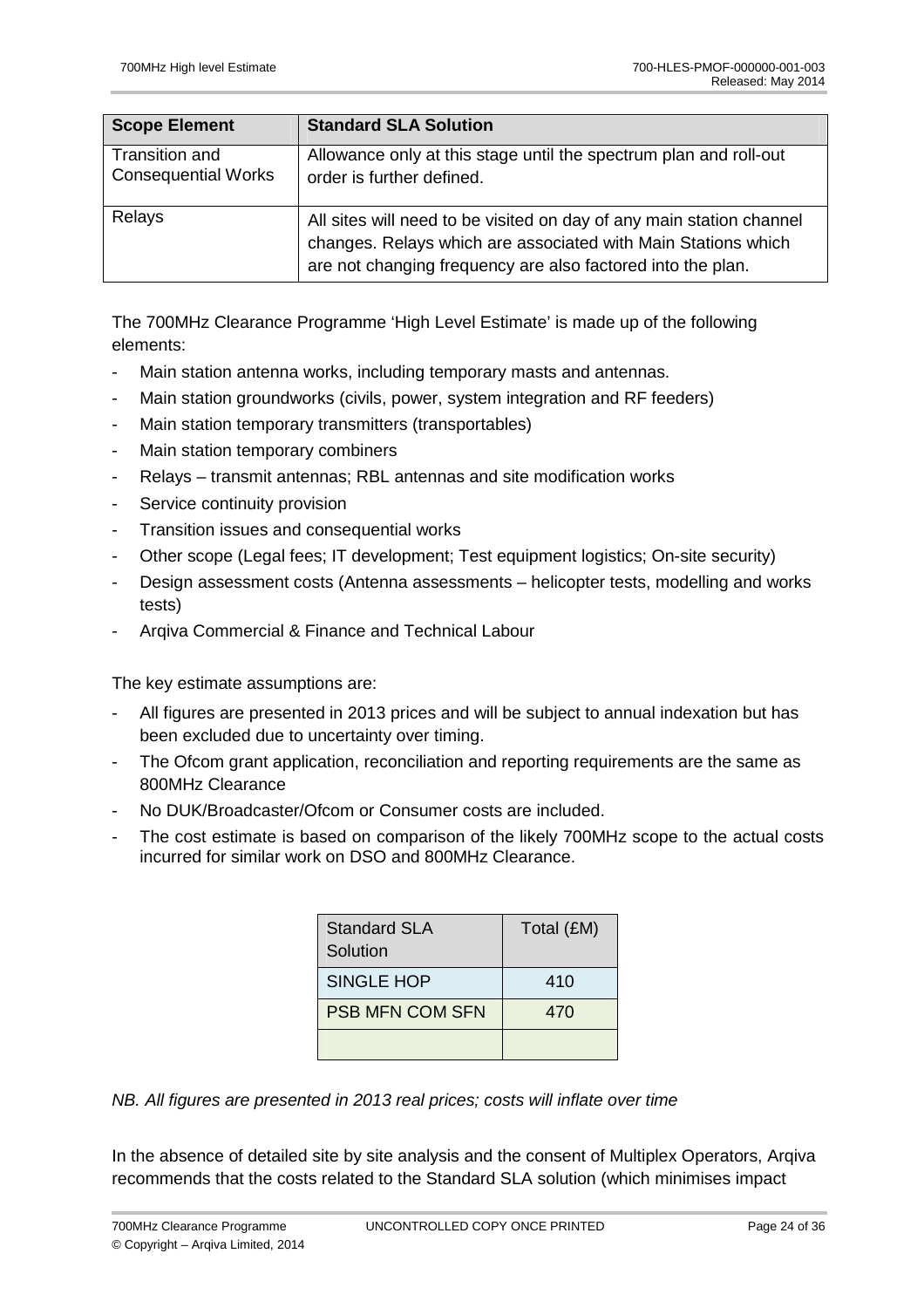| Scope Element | Standard SLA Solution |
|---|---|
| Transition and Consequential Works | Allowance only at this stage until the spectrum plan and roll-out order is further defined. |
| Relays | All sites will need to be visited on day of any main station channel changes. Relays which are associated with Main Stations which are not changing frequency are also factored into the plan. |

The 700MHz Clearance Programme 'High Level Estimate' is made up of the following elements:

- Main station antenna works, including temporary masts and antennas.
- Main station groundworks (civils, power, system integration and RF feeders)
- Main station temporary transmitters (transportables)
- Main station temporary combiners
- Relays – transmit antennas; RBL antennas and site modification works
- Service continuity provision
- Transition issues and consequential works
- Other scope (Legal fees; IT development; Test equipment logistics; On-site security)
- Design assessment costs (Antenna assessments – helicopter tests, modelling and works tests)
- Arqiva Commercial & Finance and Technical Labour

The key estimate assumptions are:

- All figures are presented in 2013 prices and will be subject to annual indexation but has been excluded due to uncertainty over timing.
- The Ofcom grant application, reconciliation and reporting requirements are the same as 800MHz Clearance
- No DUK/Broadcaster/Ofcom or Consumer costs are included.
- The cost estimate is based on comparison of the likely 700MHz scope to the actual costs incurred for similar work on DSO and 800MHz Clearance.

| Standard SLA Solution | Total (£M) |
|---|---|
| SINGLE HOP | 410 |
| PSB MFN COM SFN | 470 |
| | |

*NB. All figures are presented in 2013 real prices; costs will inflate over time*

In the absence of detailed site by site analysis and the consent of Multiplex Operators, Arqiva recommends that the costs related to the Standard SLA solution (which minimises impact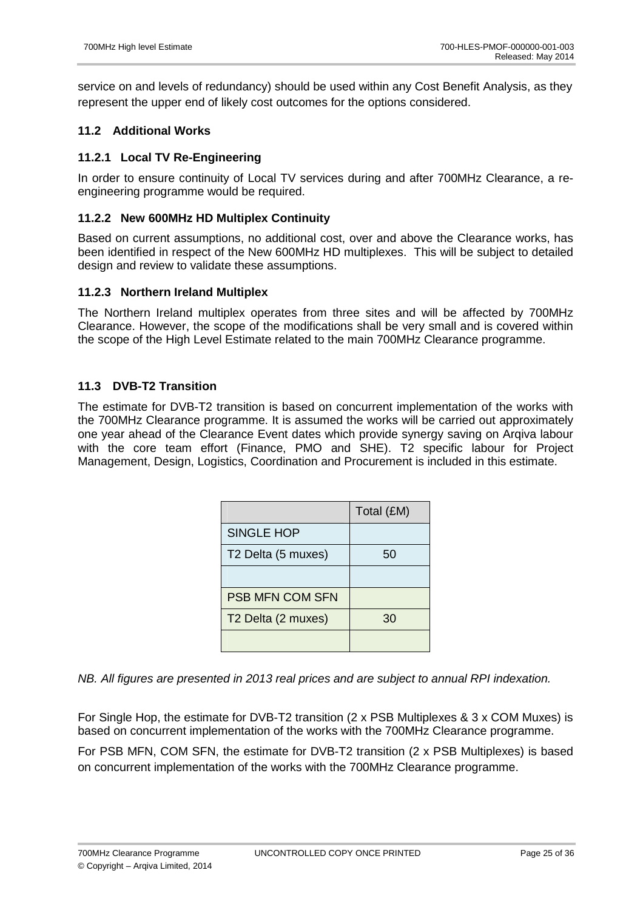service on and levels of redundancy) should be used within any Cost Benefit Analysis, as they represent the upper end of likely cost outcomes for the options considered.

## 11.2 Additional Works

### 11.2.1 Local TV Re-Engineering

In order to ensure continuity of Local TV services during and after 700MHz Clearance, a re-engineering programme would be required.

### 11.2.2 New 600MHz HD Multiplex Continuity

Based on current assumptions, no additional cost, over and above the Clearance works, has been identified in respect of the New 600MHz HD multiplexes. This will be subject to detailed design and review to validate these assumptions.

### 11.2.3 Northern Ireland Multiplex

The Northern Ireland multiplex operates from three sites and will be affected by 700MHz Clearance. However, the scope of the modifications shall be very small and is covered within the scope of the High Level Estimate related to the main 700MHz Clearance programme.

## 11.3 DVB-T2 Transition

The estimate for DVB-T2 transition is based on concurrent implementation of the works with the 700MHz Clearance programme. It is assumed the works will be carried out approximately one year ahead of the Clearance Event dates which provide synergy saving on Arqiva labour with the core team effort (Finance, PMO and SHE). T2 specific labour for Project Management, Design, Logistics, Coordination and Procurement is included in this estimate.

| | Total (£M) |
|---|---|
| SINGLE HOP | |
| T2 Delta (5 muxes) | 50 |
| | |
| PSB MFN COM SFN | |
| T2 Delta (2 muxes) | 30 |
| | |

*NB. All figures are presented in 2013 real prices and are subject to annual RPI indexation.*

For Single Hop, the estimate for DVB-T2 transition (2 x PSB Multiplexes & 3 x COM Muxes) is based on concurrent implementation of the works with the 700MHz Clearance programme.

For PSB MFN, COM SFN, the estimate for DVB-T2 transition (2 x PSB Multiplexes) is based on concurrent implementation of the works with the 700MHz Clearance programme.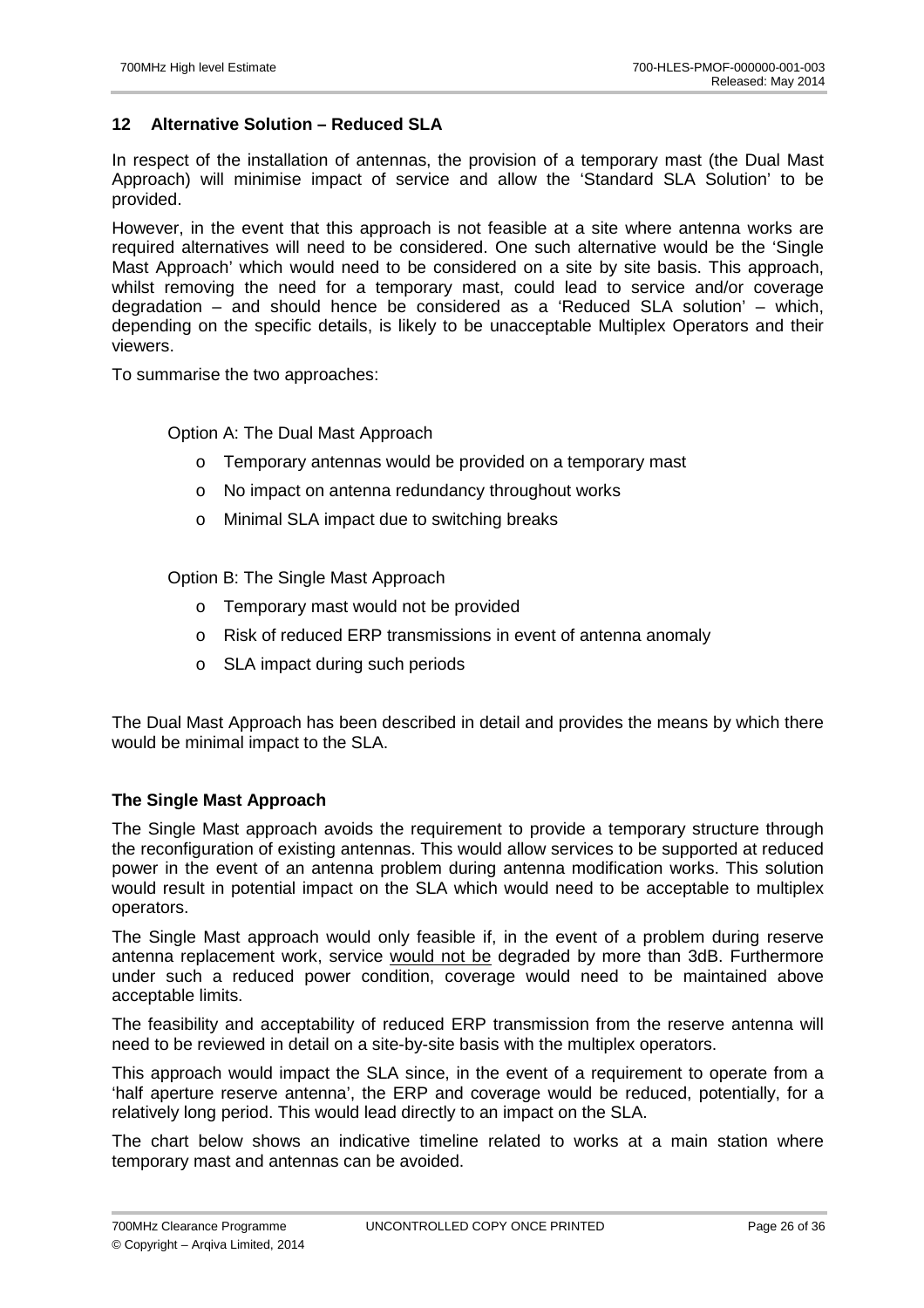## 12 Alternative Solution – Reduced SLA

In respect of the installation of antennas, the provision of a temporary mast (the Dual Mast Approach) will minimise impact of service and allow the 'Standard SLA Solution' to be provided.

However, in the event that this approach is not feasible at a site where antenna works are required alternatives will need to be considered. One such alternative would be the 'Single Mast Approach' which would need to be considered on a site by site basis. This approach, whilst removing the need for a temporary mast, could lead to service and/or coverage degradation – and should hence be considered as a 'Reduced SLA solution' – which, depending on the specific details, is likely to be unacceptable Multiplex Operators and their viewers.

To summarise the two approaches:

Option A: The Dual Mast Approach

- Temporary antennas would be provided on a temporary mast
- No impact on antenna redundancy throughout works
- Minimal SLA impact due to switching breaks

Option B: The Single Mast Approach

- Temporary mast would not be provided
- Risk of reduced ERP transmissions in event of antenna anomaly
- SLA impact during such periods

The Dual Mast Approach has been described in detail and provides the means by which there would be minimal impact to the SLA.

**The Single Mast Approach**

The Single Mast approach avoids the requirement to provide a temporary structure through the reconfiguration of existing antennas. This would allow services to be supported at reduced power in the event of an antenna problem during antenna modification works. This solution would result in potential impact on the SLA which would need to be acceptable to multiplex operators.

The Single Mast approach would only feasible if, in the event of a problem during reserve antenna replacement work, service would not be degraded by more than 3dB. Furthermore under such a reduced power condition, coverage would need to be maintained above acceptable limits.

The feasibility and acceptability of reduced ERP transmission from the reserve antenna will need to be reviewed in detail on a site-by-site basis with the multiplex operators.

This approach would impact the SLA since, in the event of a requirement to operate from a 'half aperture reserve antenna', the ERP and coverage would be reduced, potentially, for a relatively long period. This would lead directly to an impact on the SLA.

The chart below shows an indicative timeline related to works at a main station where temporary mast and antennas can be avoided.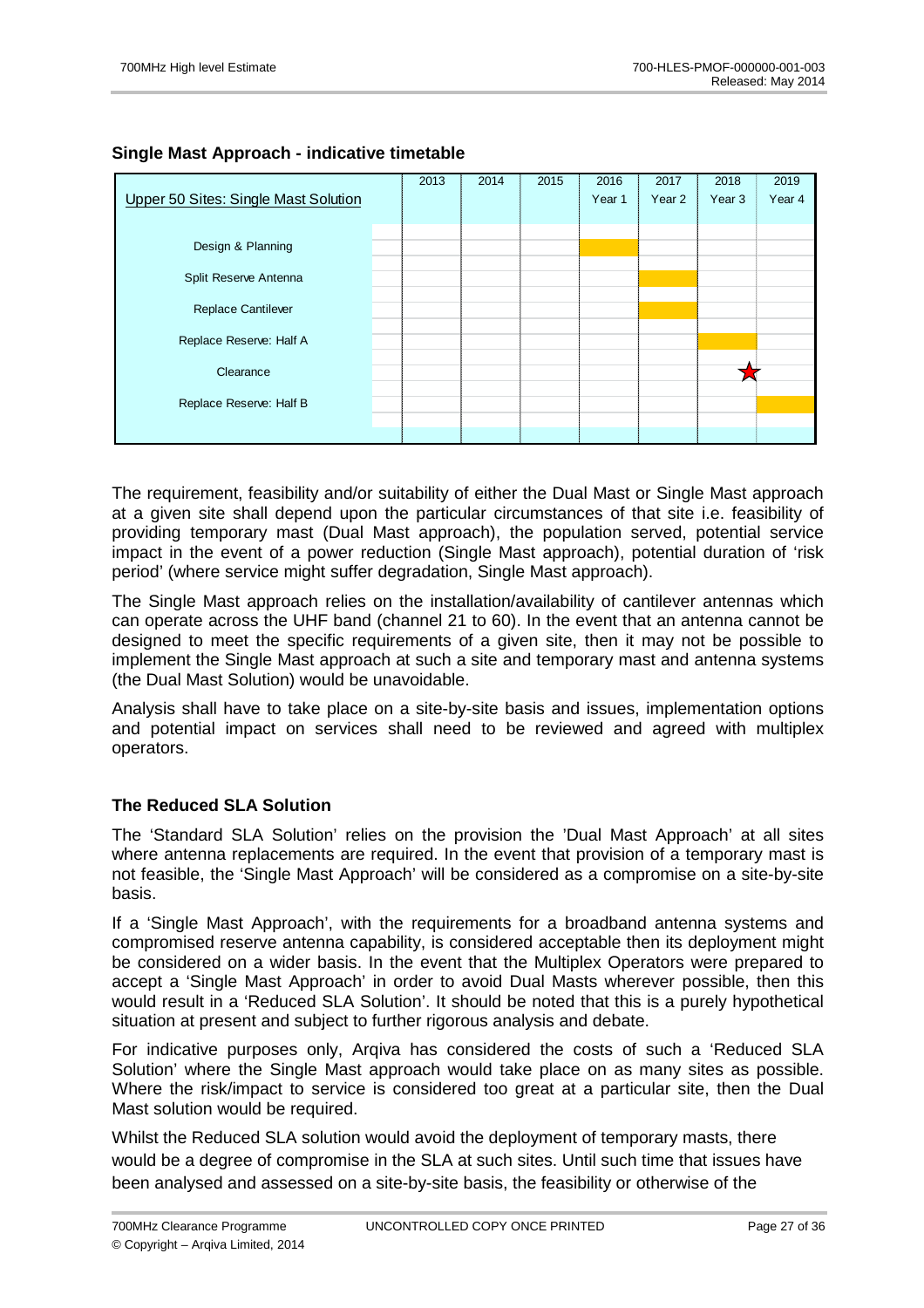**Single Mast Approach - indicative timetable**

| Upper 50 Sites: Single Mast Solution | 2013 | 2014 | 2015 | 2016 Year 1 | 2017 Year 2 | 2018 Year 3 | 2019 Year 4 |
|---|---|---|---|---|---|---|---|
| Design & Planning | | | | ■ | | | |
| Split Reserve Antenna | | | | | ■ | | |
| Replace Cantilever | | | | | ■ | | |
| Replace Reserve: Half A | | | | | | ■ | |
| Clearance | | | | | | ★ | |
| Replace Reserve: Half B | | | | | | | ■ |

The requirement, feasibility and/or suitability of either the Dual Mast or Single Mast approach at a given site shall depend upon the particular circumstances of that site i.e. feasibility of providing temporary mast (Dual Mast approach), the population served, potential service impact in the event of a power reduction (Single Mast approach), potential duration of 'risk period' (where service might suffer degradation, Single Mast approach).

The Single Mast approach relies on the installation/availability of cantilever antennas which can operate across the UHF band (channel 21 to 60). In the event that an antenna cannot be designed to meet the specific requirements of a given site, then it may not be possible to implement the Single Mast approach at such a site and temporary mast and antenna systems (the Dual Mast Solution) would be unavoidable.

Analysis shall have to take place on a site-by-site basis and issues, implementation options and potential impact on services shall need to be reviewed and agreed with multiplex operators.

**The Reduced SLA Solution**

The 'Standard SLA Solution' relies on the provision the 'Dual Mast Approach' at all sites where antenna replacements are required. In the event that provision of a temporary mast is not feasible, the 'Single Mast Approach' will be considered as a compromise on a site-by-site basis.

If a 'Single Mast Approach', with the requirements for a broadband antenna systems and compromised reserve antenna capability, is considered acceptable then its deployment might be considered on a wider basis. In the event that the Multiplex Operators were prepared to accept a 'Single Mast Approach' in order to avoid Dual Masts wherever possible, then this would result in a 'Reduced SLA Solution'. It should be noted that this is a purely hypothetical situation at present and subject to further rigorous analysis and debate.

For indicative purposes only, Arqiva has considered the costs of such a 'Reduced SLA Solution' where the Single Mast approach would take place on as many sites as possible. Where the risk/impact to service is considered too great at a particular site, then the Dual Mast solution would be required.

Whilst the Reduced SLA solution would avoid the deployment of temporary masts, there would be a degree of compromise in the SLA at such sites. Until such time that issues have been analysed and assessed on a site-by-site basis, the feasibility or otherwise of the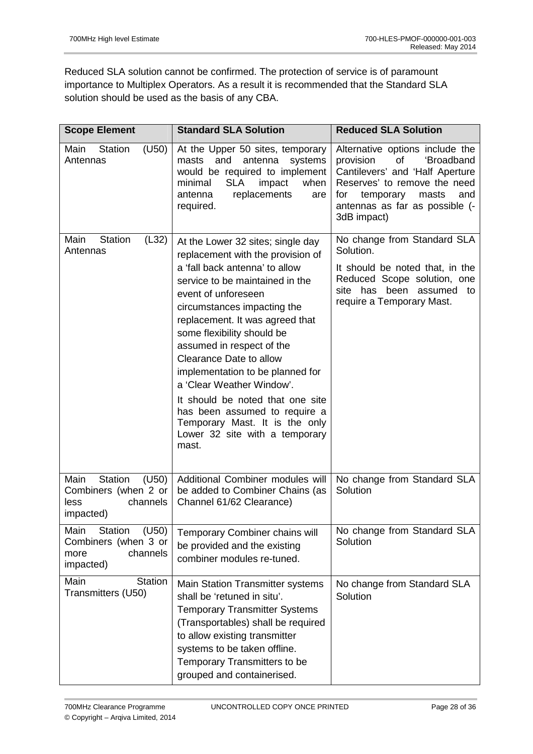Reduced SLA solution cannot be confirmed. The protection of service is of paramount importance to Multiplex Operators. As a result it is recommended that the Standard SLA solution should be used as the basis of any CBA.

| Scope Element | Standard SLA Solution | Reduced SLA Solution |
|---|---|---|
| Main Station (U50) Antennas | At the Upper 50 sites, temporary masts and antenna systems would be required to implement minimal SLA impact when antenna replacements are required. | Alternative options include the provision of 'Broadband Cantilevers' and 'Half Aperture Reserves' to remove the need for temporary masts and antennas as far as possible (-3dB impact) |
| Main Station (L32) Antennas | At the Lower 32 sites; single day replacement with the provision of a 'fall back antenna' to allow service to be maintained in the event of unforeseen circumstances impacting the replacement. It was agreed that some flexibility should be assumed in respect of the Clearance Date to allow implementation to be planned for a 'Clear Weather Window'.<br><br>It should be noted that one site has been assumed to require a Temporary Mast. It is the only Lower 32 site with a temporary mast. | No change from Standard SLA Solution.<br><br>It should be noted that, in the Reduced Scope solution, one site has been assumed to require a Temporary Mast. |
| Main Station (U50) Combiners (when 2 or less channels impacted) | Additional Combiner modules will be added to Combiner Chains (as Channel 61/62 Clearance) | No change from Standard SLA Solution |
| Main Station (U50) Combiners (when 3 or more channels impacted) | Temporary Combiner chains will be provided and the existing combiner modules re-tuned. | No change from Standard SLA Solution |
| Main Station Transmitters (U50) | Main Station Transmitter systems shall be 'retuned in situ'. Temporary Transmitter Systems (Transportables) shall be required to allow existing transmitter systems to be taken offline. Temporary Transmitters to be grouped and containerised. | No change from Standard SLA Solution |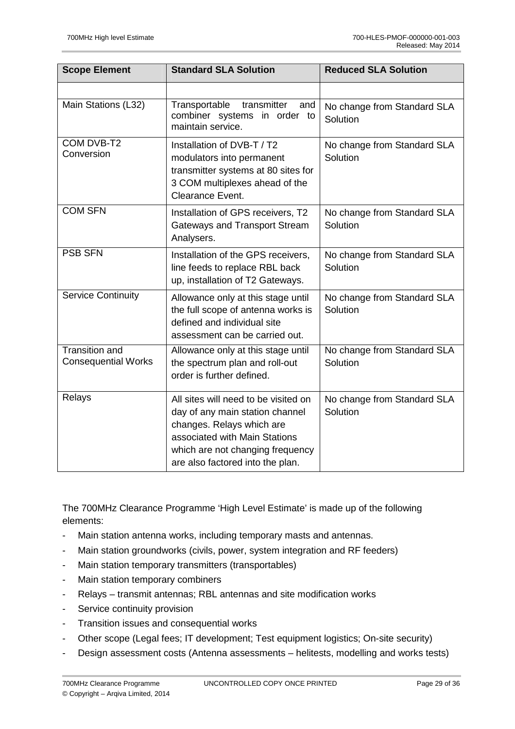| Scope Element | Standard SLA Solution | Reduced SLA Solution |
|---|---|---|
| | | |
| Main Stations (L32) | Transportable transmitter and combiner systems in order to maintain service. | No change from Standard SLA Solution |
| COM DVB-T2 Conversion | Installation of DVB-T / T2 modulators into permanent transmitter systems at 80 sites for 3 COM multiplexes ahead of the Clearance Event. | No change from Standard SLA Solution |
| COM SFN | Installation of GPS receivers, T2 Gateways and Transport Stream Analysers. | No change from Standard SLA Solution |
| PSB SFN | Installation of the GPS receivers, line feeds to replace RBL back up, installation of T2 Gateways. | No change from Standard SLA Solution |
| Service Continuity | Allowance only at this stage until the full scope of antenna works is defined and individual site assessment can be carried out. | No change from Standard SLA Solution |
| Transition and Consequential Works | Allowance only at this stage until the spectrum plan and roll-out order is further defined. | No change from Standard SLA Solution |
| Relays | All sites will need to be visited on day of any main station channel changes. Relays which are associated with Main Stations which are not changing frequency are also factored into the plan. | No change from Standard SLA Solution |

The 700MHz Clearance Programme 'High Level Estimate' is made up of the following elements:

- Main station antenna works, including temporary masts and antennas.
- Main station groundworks (civils, power, system integration and RF feeders)
- Main station temporary transmitters (transportables)
- Main station temporary combiners
- Relays – transmit antennas; RBL antennas and site modification works
- Service continuity provision
- Transition issues and consequential works
- Other scope (Legal fees; IT development; Test equipment logistics; On-site security)
- Design assessment costs (Antenna assessments – helitests, modelling and works tests)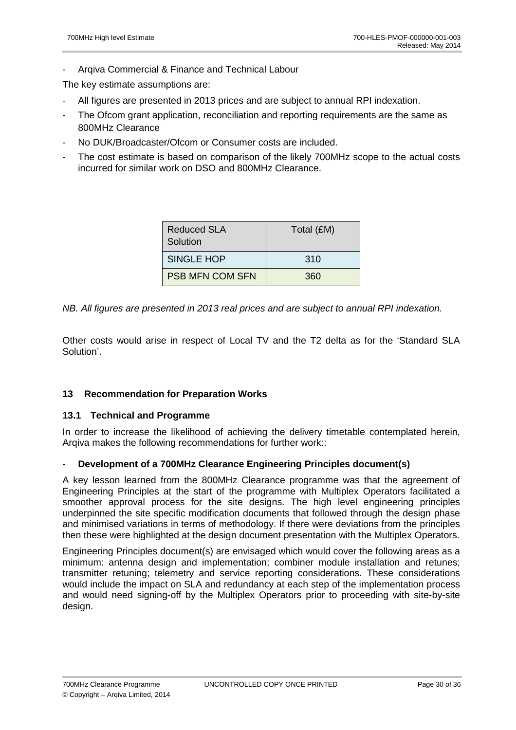- Arqiva Commercial & Finance and Technical Labour

The key estimate assumptions are:

- All figures are presented in 2013 prices and are subject to annual RPI indexation.
- The Ofcom grant application, reconciliation and reporting requirements are the same as 800MHz Clearance
- No DUK/Broadcaster/Ofcom or Consumer costs are included.
- The cost estimate is based on comparison of the likely 700MHz scope to the actual costs incurred for similar work on DSO and 800MHz Clearance.

| Reduced SLA Solution | Total (£M) |
|---|---|
| SINGLE HOP | 310 |
| PSB MFN COM SFN | 360 |

*NB. All figures are presented in 2013 real prices and are subject to annual RPI indexation.*

Other costs would arise in respect of Local TV and the T2 delta as for the 'Standard SLA Solution'.

## 13 Recommendation for Preparation Works

### 13.1 Technical and Programme

In order to increase the likelihood of achieving the delivery timetable contemplated herein, Arqiva makes the following recommendations for further work::

- **Development of a 700MHz Clearance Engineering Principles document(s)**

A key lesson learned from the 800MHz Clearance programme was that the agreement of Engineering Principles at the start of the programme with Multiplex Operators facilitated a smoother approval process for the site designs. The high level engineering principles underpinned the site specific modification documents that followed through the design phase and minimised variations in terms of methodology. If there were deviations from the principles then these were highlighted at the design document presentation with the Multiplex Operators.

Engineering Principles document(s) are envisaged which would cover the following areas as a minimum: antenna design and implementation; combiner module installation and retunes; transmitter retuning; telemetry and service reporting considerations. These considerations would include the impact on SLA and redundancy at each step of the implementation process and would need signing-off by the Multiplex Operators prior to proceeding with site-by-site design.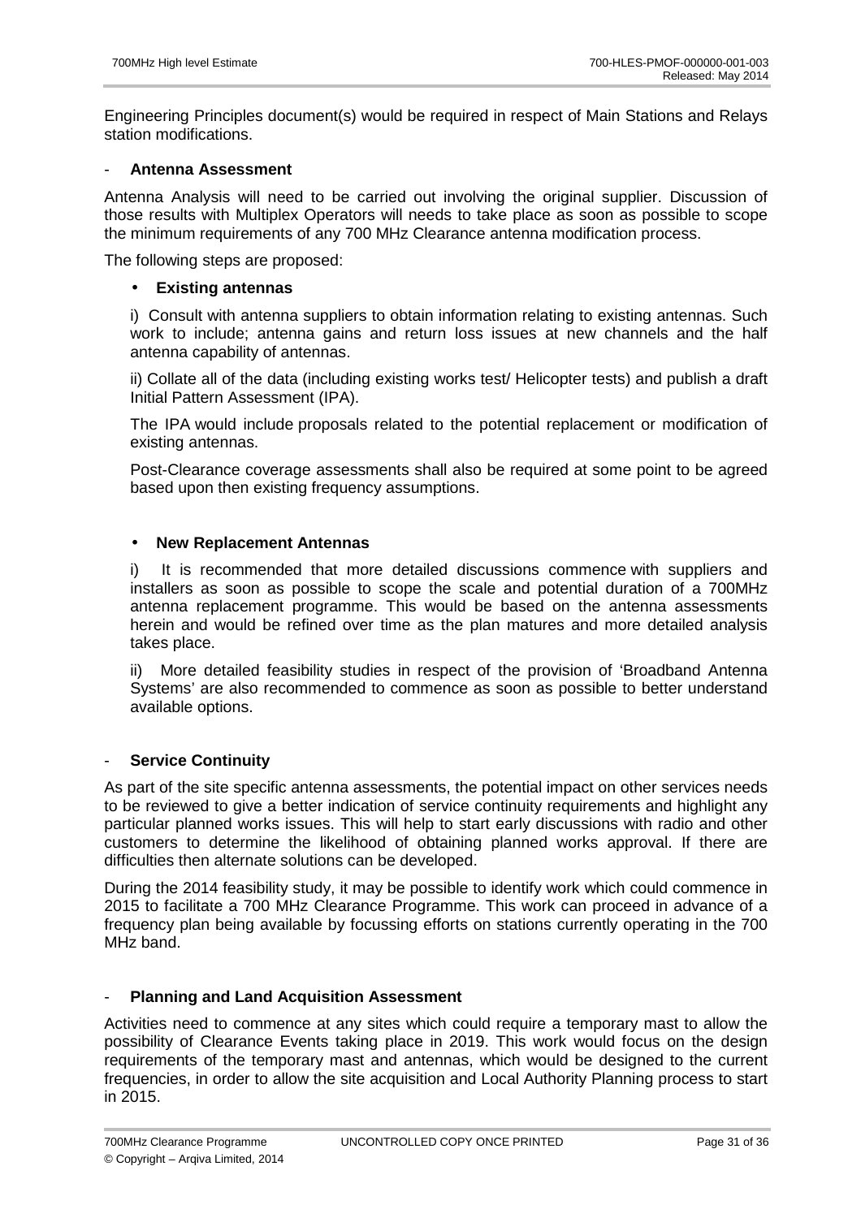Engineering Principles document(s) would be required in respect of Main Stations and Relays station modifications.

- **Antenna Assessment**

Antenna Analysis will need to be carried out involving the original supplier. Discussion of those results with Multiplex Operators will needs to take place as soon as possible to scope the minimum requirements of any 700 MHz Clearance antenna modification process.

The following steps are proposed:

- **Existing antennas**

  i) Consult with antenna suppliers to obtain information relating to existing antennas. Such work to include; antenna gains and return loss issues at new channels and the half antenna capability of antennas.

  ii) Collate all of the data (including existing works test/ Helicopter tests) and publish a draft Initial Pattern Assessment (IPA).

  The IPA would include proposals related to the potential replacement or modification of existing antennas.

  Post-Clearance coverage assessments shall also be required at some point to be agreed based upon then existing frequency assumptions.

- **New Replacement Antennas**

  i) It is recommended that more detailed discussions commence with suppliers and installers as soon as possible to scope the scale and potential duration of a 700MHz antenna replacement programme. This would be based on the antenna assessments herein and would be refined over time as the plan matures and more detailed analysis takes place.

  ii) More detailed feasibility studies in respect of the provision of 'Broadband Antenna Systems' are also recommended to commence as soon as possible to better understand available options.

- **Service Continuity**

As part of the site specific antenna assessments, the potential impact on other services needs to be reviewed to give a better indication of service continuity requirements and highlight any particular planned works issues. This will help to start early discussions with radio and other customers to determine the likelihood of obtaining planned works approval. If there are difficulties then alternate solutions can be developed.

During the 2014 feasibility study, it may be possible to identify work which could commence in 2015 to facilitate a 700 MHz Clearance Programme. This work can proceed in advance of a frequency plan being available by focussing efforts on stations currently operating in the 700 MHz band.

- **Planning and Land Acquisition Assessment**

Activities need to commence at any sites which could require a temporary mast to allow the possibility of Clearance Events taking place in 2019. This work would focus on the design requirements of the temporary mast and antennas, which would be designed to the current frequencies, in order to allow the site acquisition and Local Authority Planning process to start in 2015.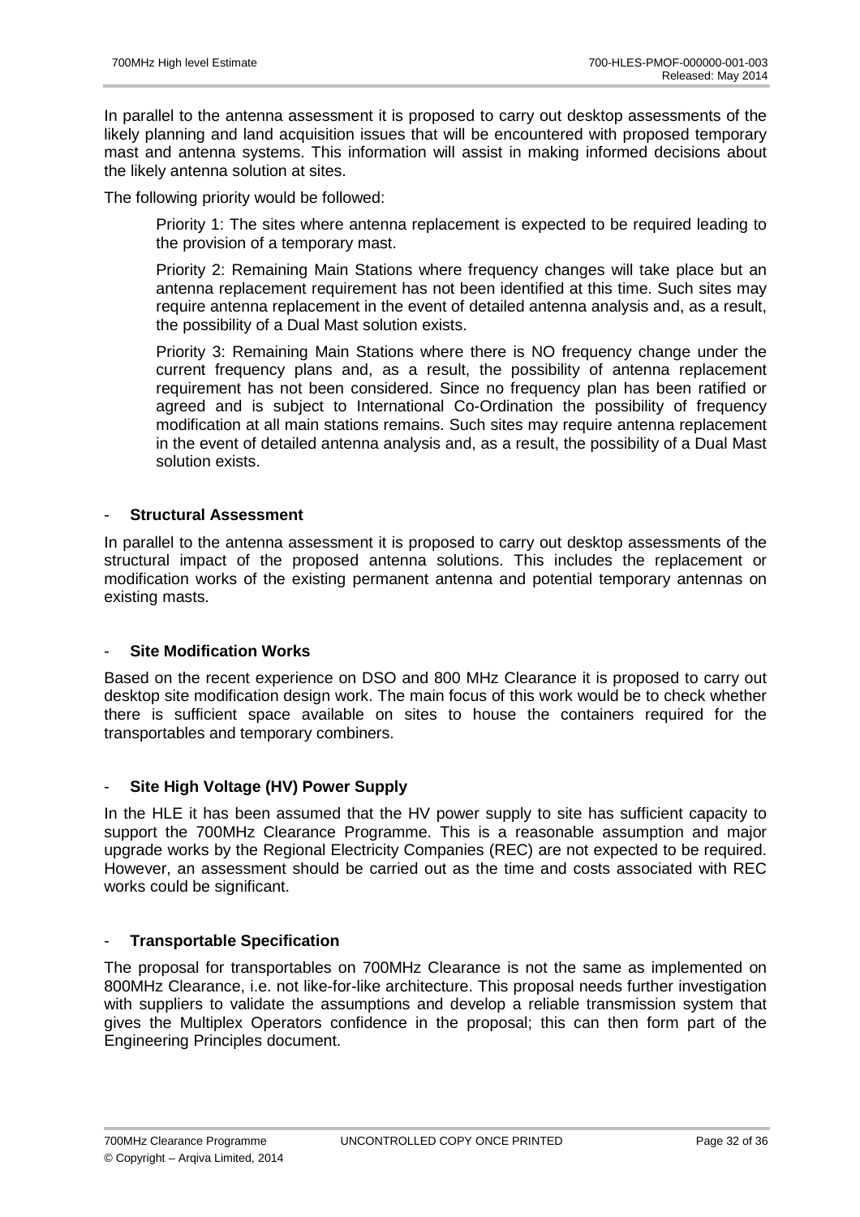In parallel to the antenna assessment it is proposed to carry out desktop assessments of the likely planning and land acquisition issues that will be encountered with proposed temporary mast and antenna systems. This information will assist in making informed decisions about the likely antenna solution at sites.

The following priority would be followed:

> Priority 1: The sites where antenna replacement is expected to be required leading to the provision of a temporary mast.
>
> Priority 2: Remaining Main Stations where frequency changes will take place but an antenna replacement requirement has not been identified at this time. Such sites may require antenna replacement in the event of detailed antenna analysis and, as a result, the possibility of a Dual Mast solution exists.
>
> Priority 3: Remaining Main Stations where there is NO frequency change under the current frequency plans and, as a result, the possibility of antenna replacement requirement has not been considered. Since no frequency plan has been ratified or agreed and is subject to International Co-Ordination the possibility of frequency modification at all main stations remains. Such sites may require antenna replacement in the event of detailed antenna analysis and, as a result, the possibility of a Dual Mast solution exists.

- **Structural Assessment**

In parallel to the antenna assessment it is proposed to carry out desktop assessments of the structural impact of the proposed antenna solutions. This includes the replacement or modification works of the existing permanent antenna and potential temporary antennas on existing masts.

- **Site Modification Works**

Based on the recent experience on DSO and 800 MHz Clearance it is proposed to carry out desktop site modification design work. The main focus of this work would be to check whether there is sufficient space available on sites to house the containers required for the transportables and temporary combiners.

- **Site High Voltage (HV) Power Supply**

In the HLE it has been assumed that the HV power supply to site has sufficient capacity to support the 700MHz Clearance Programme. This is a reasonable assumption and major upgrade works by the Regional Electricity Companies (REC) are not expected to be required. However, an assessment should be carried out as the time and costs associated with REC works could be significant.

- **Transportable Specification**

The proposal for transportables on 700MHz Clearance is not the same as implemented on 800MHz Clearance, i.e. not like-for-like architecture. This proposal needs further investigation with suppliers to validate the assumptions and develop a reliable transmission system that gives the Multiplex Operators confidence in the proposal; this can then form part of the Engineering Principles document.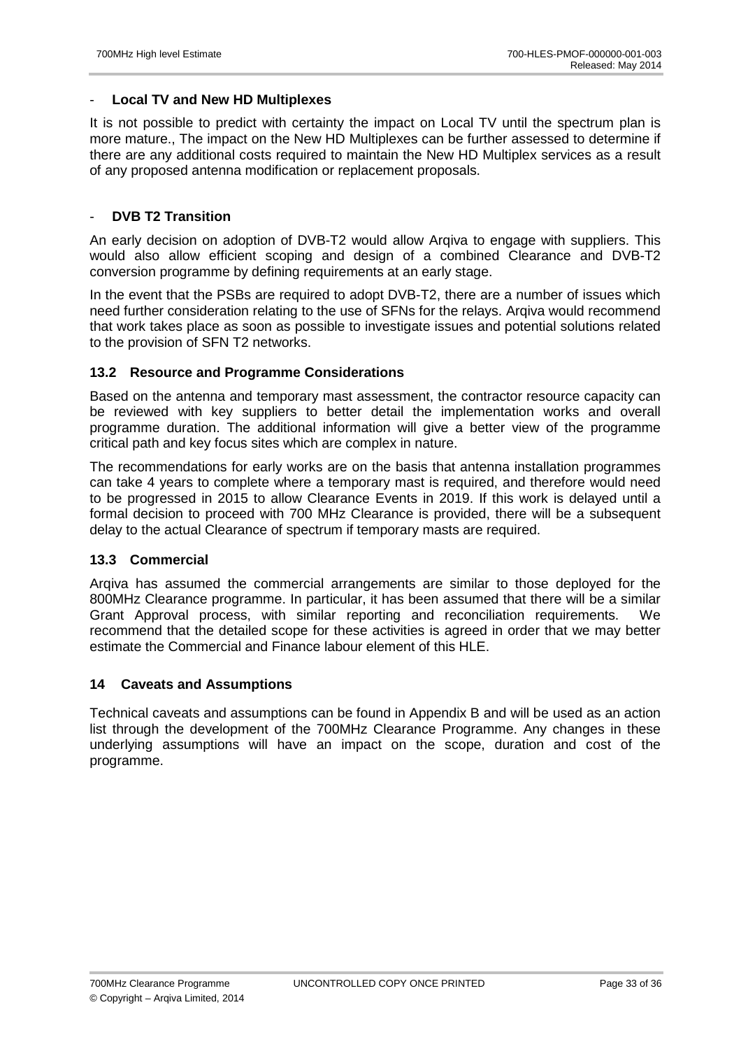- **Local TV and New HD Multiplexes**

It is not possible to predict with certainty the impact on Local TV until the spectrum plan is more mature., The impact on the New HD Multiplexes can be further assessed to determine if there are any additional costs required to maintain the New HD Multiplex services as a result of any proposed antenna modification or replacement proposals.

- **DVB T2 Transition**

An early decision on adoption of DVB-T2 would allow Arqiva to engage with suppliers. This would also allow efficient scoping and design of a combined Clearance and DVB-T2 conversion programme by defining requirements at an early stage.

In the event that the PSBs are required to adopt DVB-T2, there are a number of issues which need further consideration relating to the use of SFNs for the relays. Arqiva would recommend that work takes place as soon as possible to investigate issues and potential solutions related to the provision of SFN T2 networks.

### 13.2 Resource and Programme Considerations

Based on the antenna and temporary mast assessment, the contractor resource capacity can be reviewed with key suppliers to better detail the implementation works and overall programme duration. The additional information will give a better view of the programme critical path and key focus sites which are complex in nature.

The recommendations for early works are on the basis that antenna installation programmes can take 4 years to complete where a temporary mast is required, and therefore would need to be progressed in 2015 to allow Clearance Events in 2019. If this work is delayed until a formal decision to proceed with 700 MHz Clearance is provided, there will be a subsequent delay to the actual Clearance of spectrum if temporary masts are required.

### 13.3 Commercial

Arqiva has assumed the commercial arrangements are similar to those deployed for the 800MHz Clearance programme. In particular, it has been assumed that there will be a similar Grant Approval process, with similar reporting and reconciliation requirements. We recommend that the detailed scope for these activities is agreed in order that we may better estimate the Commercial and Finance labour element of this HLE.

## 14 Caveats and Assumptions

Technical caveats and assumptions can be found in Appendix B and will be used as an action list through the development of the 700MHz Clearance Programme. Any changes in these underlying assumptions will have an impact on the scope, duration and cost of the programme.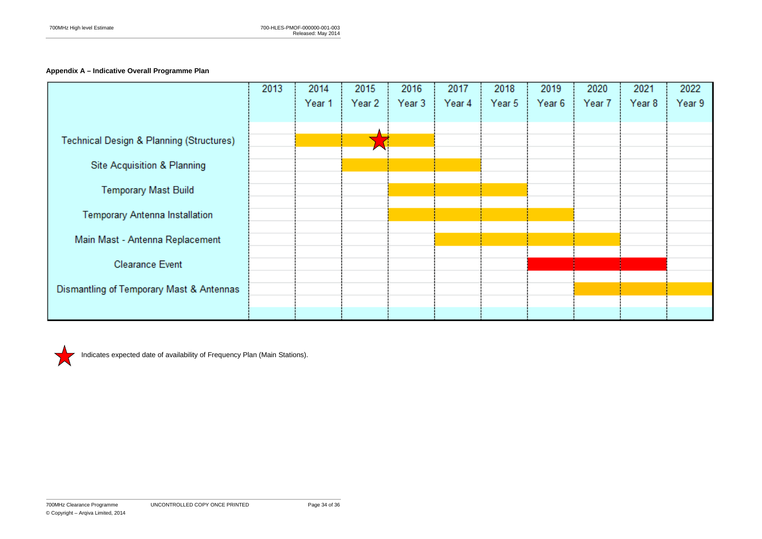**Appendix A – Indicative Overall Programme Plan**

| | 2013 | 2014<br>Year 1 | 2015<br>Year 2 | 2016<br>Year 3 | 2017<br>Year 4 | 2018<br>Year 5 | 2019<br>Year 6 | 2020<br>Year 7 | 2021<br>Year 8 | 2022<br>Year 9 |
|---|---|---|---|---|---|---|---|---|---|---|
| Technical Design & Planning (Structures) | | ■ | ■ ★ | ■ | | | | | | |
| Site Acquisition & Planning | | | ■ | ■ | ■ | | | | | |
| Temporary Mast Build | | | | ■ | ■ | ■ | | | | |
| Temporary Antenna Installation | | | | ■ | ■ | ■ | ■ | | | |
| Main Mast - Antenna Replacement | | | | | ■ | ■ | ■ | ■ | | |
| Clearance Event | | | | | | | ■ | ■ | ■ | |
| Dismantling of Temporary Mast & Antennas | | | | | | | | ■ | ■ | ■ |

★ Indicates expected date of availability of Frequency Plan (Main Stations).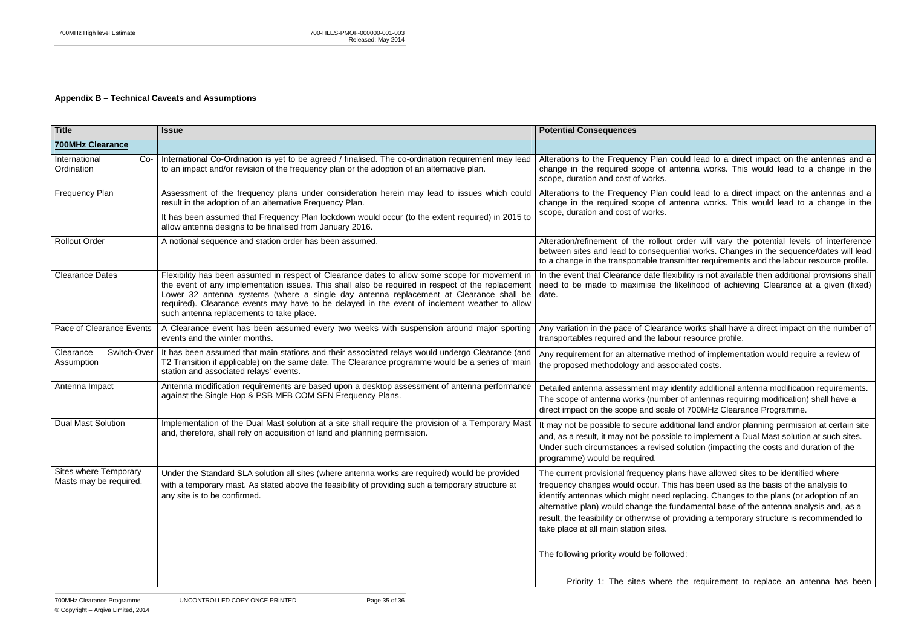### Appendix B – Technical Caveats and Assumptions

| Title | Issue | Potential Consequences |
|---|---|---|
| **700MHz Clearance** | | |
| International Co-Ordination | International Co-Ordination is yet to be agreed / finalised. The co-ordination requirement may lead to an impact and/or revision of the frequency plan or the adoption of an alternative plan. | Alterations to the Frequency Plan could lead to a direct impact on the antennas and a change in the required scope of antenna works. This would lead to a change in the scope, duration and cost of works. |
| Frequency Plan | Assessment of the frequency plans under consideration herein may lead to issues which could result in the adoption of an alternative Frequency Plan.<br><br>It has been assumed that Frequency Plan lockdown would occur (to the extent required) in 2015 to allow antenna designs to be finalised from January 2016. | Alterations to the Frequency Plan could lead to a direct impact on the antennas and a change in the required scope of antenna works. This would lead to a change in the scope, duration and cost of works. |
| Rollout Order | A notional sequence and station order has been assumed. | Alteration/refinement of the rollout order will vary the potential levels of interference between sites and lead to consequential works. Changes in the sequence/dates will lead to a change in the transportable transmitter requirements and the labour resource profile. |
| Clearance Dates | Flexibility has been assumed in respect of Clearance dates to allow some scope for movement in the event of any implementation issues. This shall also be required in respect of the replacement Lower 32 antenna systems (where a single day antenna replacement at Clearance shall be required). Clearance events may have to be delayed in the event of inclement weather to allow such antenna replacements to take place. | In the event that Clearance date flexibility is not available then additional provisions shall need to be made to maximise the likelihood of achieving Clearance at a given (fixed) date. |
| Pace of Clearance Events | A Clearance event has been assumed every two weeks with suspension around major sporting events and the winter months. | Any variation in the pace of Clearance works shall have a direct impact on the number of transportables required and the labour resource profile. |
| Clearance Switch-Over Assumption | It has been assumed that main stations and their associated relays would undergo Clearance (and T2 Transition if applicable) on the same date. The Clearance programme would be a series of 'main station and associated relays' events. | Any requirement for an alternative method of implementation would require a review of the proposed methodology and associated costs. |
| Antenna Impact | Antenna modification requirements are based upon a desktop assessment of antenna performance against the Single Hop & PSB MFB COM SFN Frequency Plans. | Detailed antenna assessment may identify additional antenna modification requirements. The scope of antenna works (number of antennas requiring modification) shall have a direct impact on the scope and scale of 700MHz Clearance Programme. |
| Dual Mast Solution | Implementation of the Dual Mast solution at a site shall require the provision of a Temporary Mast and, therefore, shall rely on acquisition of land and planning permission. | It may not be possible to secure additional land and/or planning permission at certain site and, as a result, it may not be possible to implement a Dual Mast solution at such sites. Under such circumstances a revised solution (impacting the costs and duration of the programme) would be required. |
| Sites where Temporary Masts may be required. | Under the Standard SLA solution all sites (where antenna works are required) would be provided with a temporary mast. As stated above the feasibility of providing such a temporary structure at any site is to be confirmed. | The current provisional frequency plans have allowed sites to be identified where frequency changes would occur. This has been used as the basis of the analysis to identify antennas which might need replacing. Changes to the plans (or adoption of an alternative plan) would change the fundamental base of the antenna analysis and, as a result, the feasibility or otherwise of providing a temporary structure is recommended to take place at all main station sites.<br><br>The following priority would be followed:<br><br>Priority 1: The sites where the requirement to replace an antenna has been |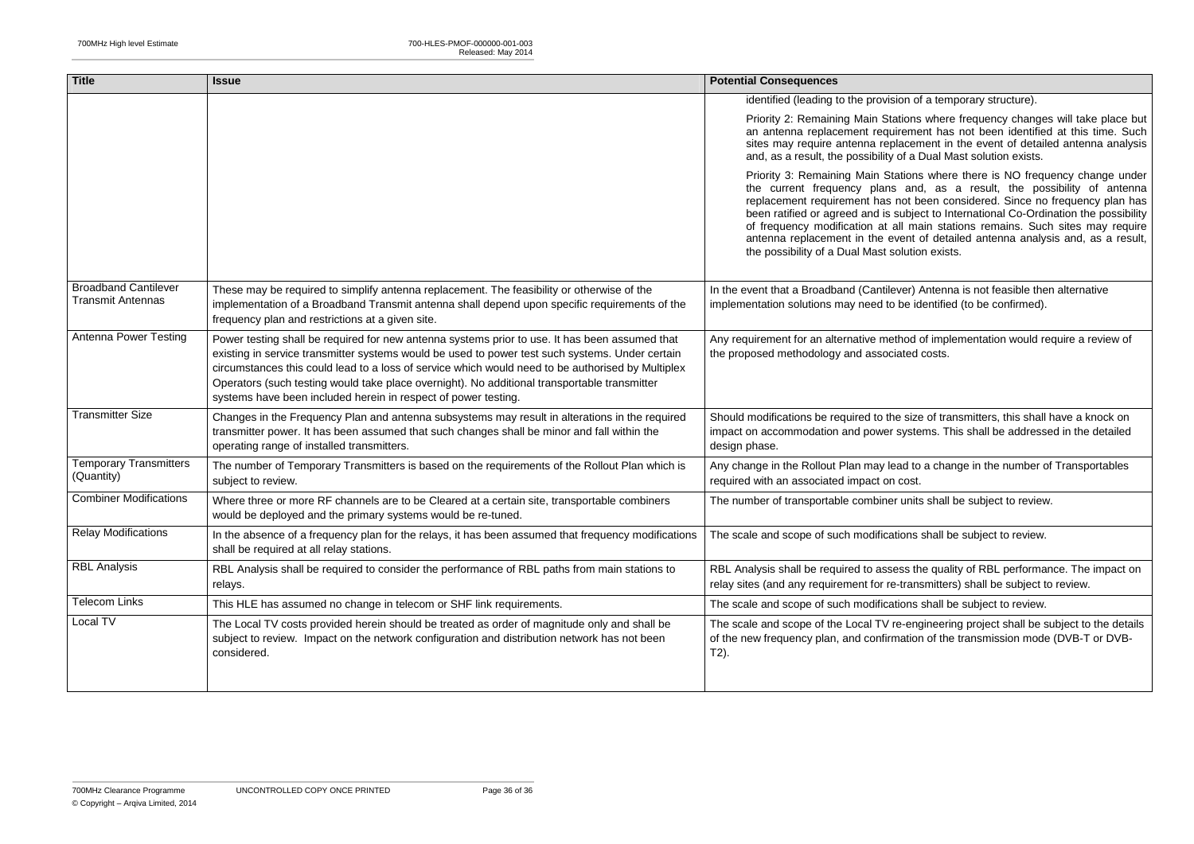| Title | Issue | Potential Consequences |
|---|---|---|
| | | identified (leading to the provision of a temporary structure).<br><br>Priority 2: Remaining Main Stations where frequency changes will take place but an antenna replacement requirement has not been identified at this time. Such sites may require antenna replacement in the event of detailed antenna analysis and, as a result, the possibility of a Dual Mast solution exists.<br><br>Priority 3: Remaining Main Stations where there is NO frequency change under the current frequency plans and, as a result, the possibility of antenna replacement requirement has not been considered. Since no frequency plan has been ratified or agreed and is subject to International Co-Ordination the possibility of frequency modification at all main stations remains. Such sites may require antenna replacement in the event of detailed antenna analysis and, as a result, the possibility of a Dual Mast solution exists. |
| Broadband Cantilever Transmit Antennas | These may be required to simplify antenna replacement. The feasibility or otherwise of the implementation of a Broadband Transmit antenna shall depend upon specific requirements of the frequency plan and restrictions at a given site. | In the event that a Broadband (Cantilever) Antenna is not feasible then alternative implementation solutions may need to be identified (to be confirmed). |
| Antenna Power Testing | Power testing shall be required for new antenna systems prior to use. It has been assumed that existing in service transmitter systems would be used to power test such systems. Under certain circumstances this could lead to a loss of service which would need to be authorised by Multiplex Operators (such testing would take place overnight). No additional transportable transmitter systems have been included herein in respect of power testing. | Any requirement for an alternative method of implementation would require a review of the proposed methodology and associated costs. |
| Transmitter Size | Changes in the Frequency Plan and antenna subsystems may result in alterations in the required transmitter power. It has been assumed that such changes shall be minor and fall within the operating range of installed transmitters. | Should modifications be required to the size of transmitters, this shall have a knock on impact on accommodation and power systems. This shall be addressed in the detailed design phase. |
| Temporary Transmitters (Quantity) | The number of Temporary Transmitters is based on the requirements of the Rollout Plan which is subject to review. | Any change in the Rollout Plan may lead to a change in the number of Transportables required with an associated impact on cost. |
| Combiner Modifications | Where three or more RF channels are to be Cleared at a certain site, transportable combiners would be deployed and the primary systems would be re-tuned. | The number of transportable combiner units shall be subject to review. |
| Relay Modifications | In the absence of a frequency plan for the relays, it has been assumed that frequency modifications shall be required at all relay stations. | The scale and scope of such modifications shall be subject to review. |
| RBL Analysis | RBL Analysis shall be required to consider the performance of RBL paths from main stations to relays. | RBL Analysis shall be required to assess the quality of RBL performance. The impact on relay sites (and any requirement for re-transmitters) shall be subject to review. |
| Telecom Links | This HLE has assumed no change in telecom or SHF link requirements. | The scale and scope of such modifications shall be subject to review. |
| Local TV | The Local TV costs provided herein should be treated as order of magnitude only and shall be subject to review. Impact on the network configuration and distribution network has not been considered. | The scale and scope of the Local TV re-engineering project shall be subject to the details of the new frequency plan, and confirmation of the transmission mode (DVB-T or DVB-T2). |